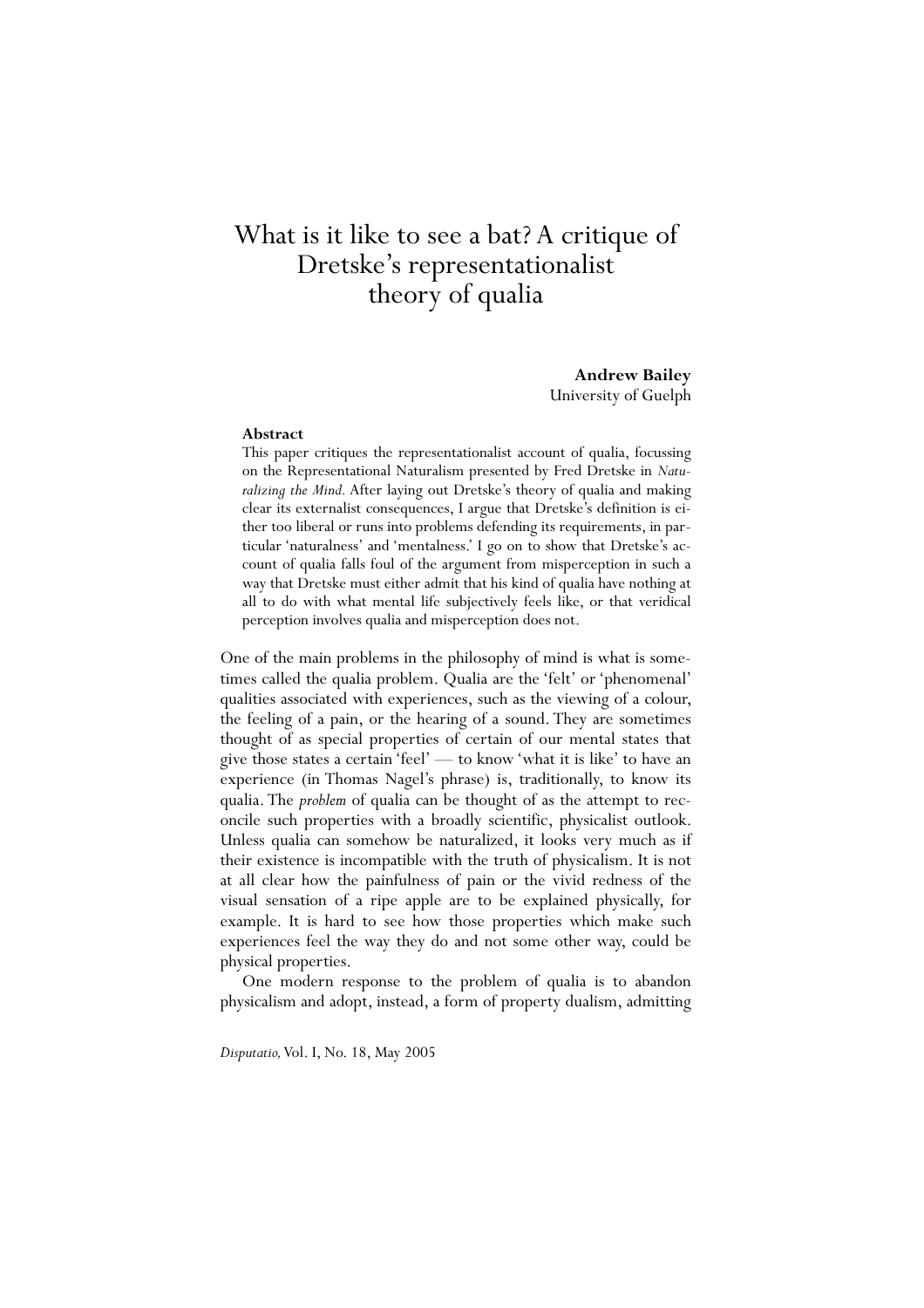# What is it like to see a bat? A critique of Dretske's representationalist theory of qualia

**Andrew Bailey**
University of Guelph

**Abstract**

This paper critiques the representationalist account of qualia, focussing on the Representational Naturalism presented by Fred Dretske in *Naturalizing the Mind*. After laying out Dretske's theory of qualia and making clear its externalist consequences, I argue that Dretske's definition is either too liberal or runs into problems defending its requirements, in particular 'naturalness' and 'mentalness.' I go on to show that Dretske's account of qualia falls foul of the argument from misperception in such a way that Dretske must either admit that his kind of qualia have nothing at all to do with what mental life subjectively feels like, or that veridical perception involves qualia and misperception does not.

One of the main problems in the philosophy of mind is what is sometimes called the qualia problem. Qualia are the 'felt' or 'phenomenal' qualities associated with experiences, such as the viewing of a colour, the feeling of a pain, or the hearing of a sound. They are sometimes thought of as special properties of certain of our mental states that give those states a certain 'feel' — to know 'what it is like' to have an experience (in Thomas Nagel's phrase) is, traditionally, to know its qualia. The *problem* of qualia can be thought of as the attempt to reconcile such properties with a broadly scientific, physicalist outlook. Unless qualia can somehow be naturalized, it looks very much as if their existence is incompatible with the truth of physicalism. It is not at all clear how the painfulness of pain or the vivid redness of the visual sensation of a ripe apple are to be explained physically, for example. It is hard to see how those properties which make such experiences feel the way they do and not some other way, could be physical properties.

One modern response to the problem of qualia is to abandon physicalism and adopt, instead, a form of property dualism, admitting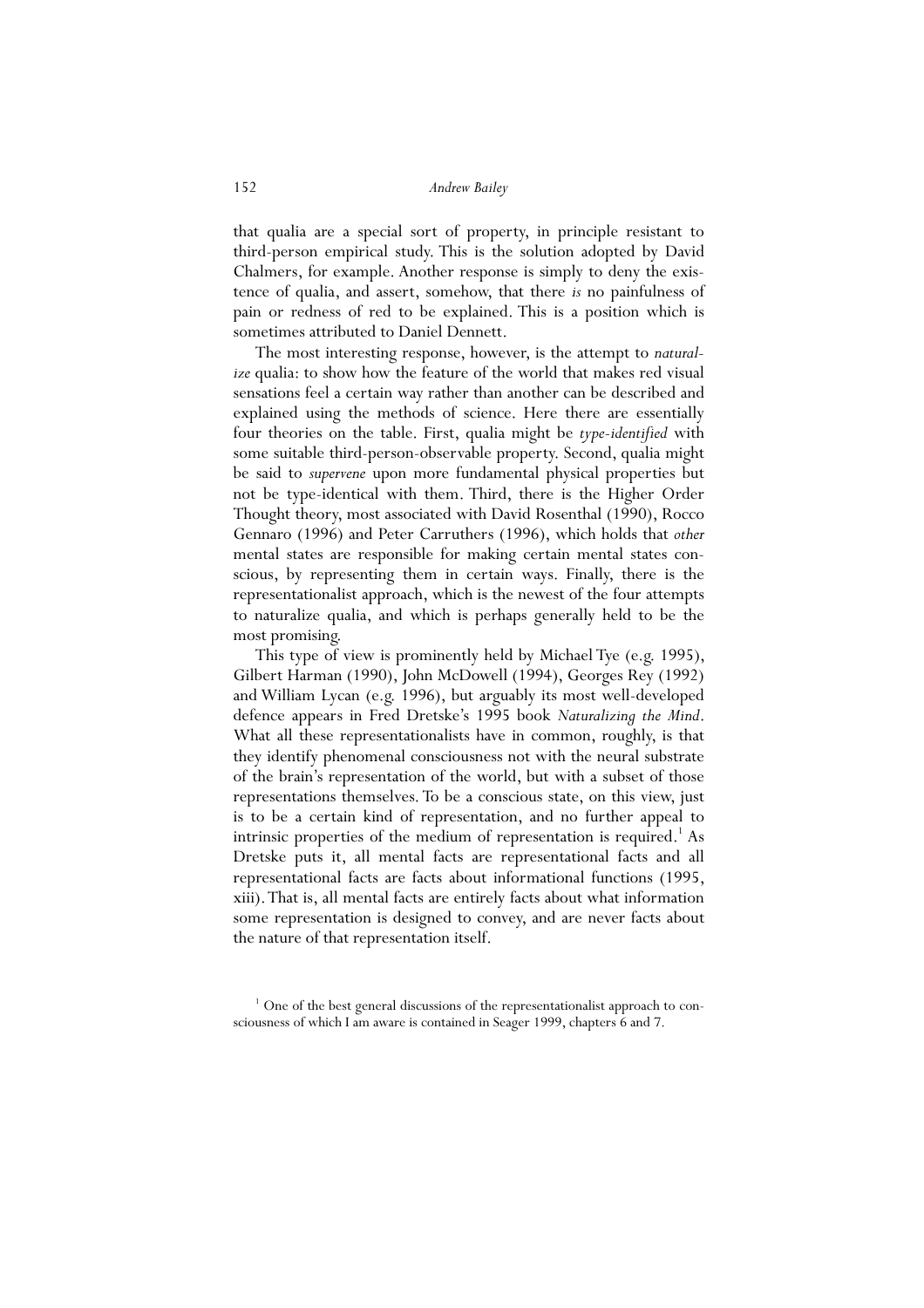that qualia are a special sort of property, in principle resistant to third-person empirical study. This is the solution adopted by David Chalmers, for example. Another response is simply to deny the existence of qualia, and assert, somehow, that there *is* no painfulness of pain or redness of red to be explained. This is a position which is sometimes attributed to Daniel Dennett.

The most interesting response, however, is the attempt to *naturalize* qualia: to show how the feature of the world that makes red visual sensations feel a certain way rather than another can be described and explained using the methods of science. Here there are essentially four theories on the table. First, qualia might be *type-identified* with some suitable third-person-observable property. Second, qualia might be said to *supervene* upon more fundamental physical properties but not be type-identical with them. Third, there is the Higher Order Thought theory, most associated with David Rosenthal (1990), Rocco Gennaro (1996) and Peter Carruthers (1996), which holds that *other* mental states are responsible for making certain mental states conscious, by representing them in certain ways. Finally, there is the representationalist approach, which is the newest of the four attempts to naturalize qualia, and which is perhaps generally held to be the most promising.

This type of view is prominently held by Michael Tye (e.g. 1995), Gilbert Harman (1990), John McDowell (1994), Georges Rey (1992) and William Lycan (e.g. 1996), but arguably its most well-developed defence appears in Fred Dretske's 1995 book *Naturalizing the Mind*. What all these representationalists have in common, roughly, is that they identify phenomenal consciousness not with the neural substrate of the brain's representation of the world, but with a subset of those representations themselves. To be a conscious state, on this view, just is to be a certain kind of representation, and no further appeal to intrinsic properties of the medium of representation is required.[1] As Dretske puts it, all mental facts are representational facts and all representational facts are facts about informational functions (1995, xiii). That is, all mental facts are entirely facts about what information some representation is designed to convey, and are never facts about the nature of that representation itself.

[1] One of the best general discussions of the representationalist approach to consciousness of which I am aware is contained in Seager 1999, chapters 6 and 7.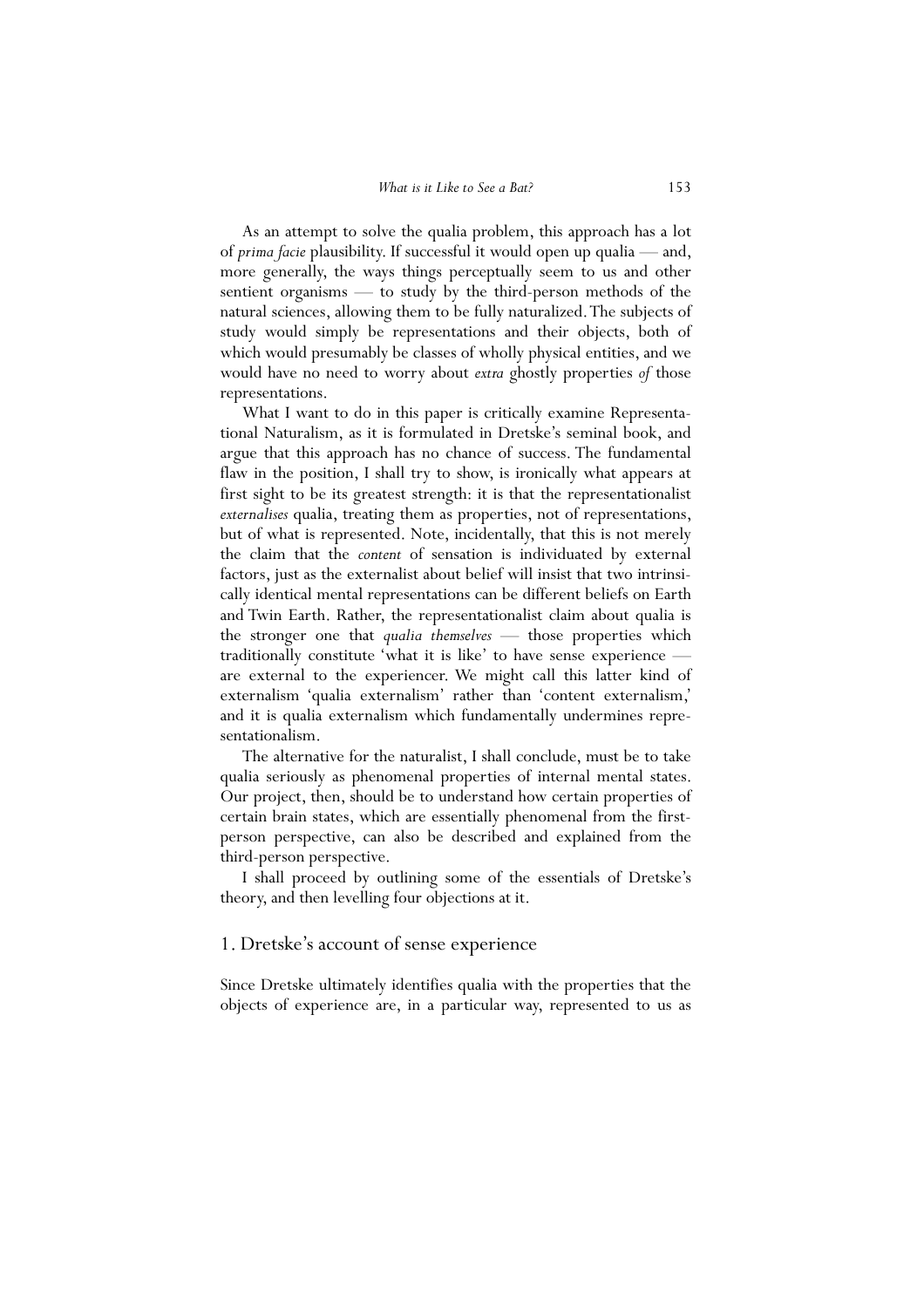As an attempt to solve the qualia problem, this approach has a lot of *prima facie* plausibility. If successful it would open up qualia — and, more generally, the ways things perceptually seem to us and other sentient organisms — to study by the third-person methods of the natural sciences, allowing them to be fully naturalized. The subjects of study would simply be representations and their objects, both of which would presumably be classes of wholly physical entities, and we would have no need to worry about *extra* ghostly properties *of* those representations.

What I want to do in this paper is critically examine Representational Naturalism, as it is formulated in Dretske's seminal book, and argue that this approach has no chance of success. The fundamental flaw in the position, I shall try to show, is ironically what appears at first sight to be its greatest strength: it is that the representationalist *externalises* qualia, treating them as properties, not of representations, but of what is represented. Note, incidentally, that this is not merely the claim that the *content* of sensation is individuated by external factors, just as the externalist about belief will insist that two intrinsically identical mental representations can be different beliefs on Earth and Twin Earth. Rather, the representationalist claim about qualia is the stronger one that *qualia themselves* — those properties which traditionally constitute 'what it is like' to have sense experience — are external to the experiencer. We might call this latter kind of externalism 'qualia externalism' rather than 'content externalism,' and it is qualia externalism which fundamentally undermines representationalism.

The alternative for the naturalist, I shall conclude, must be to take qualia seriously as phenomenal properties of internal mental states. Our project, then, should be to understand how certain properties of certain brain states, which are essentially phenomenal from the first-person perspective, can also be described and explained from the third-person perspective.

I shall proceed by outlining some of the essentials of Dretske's theory, and then levelling four objections at it.

## 1. Dretske's account of sense experience

Since Dretske ultimately identifies qualia with the properties that the objects of experience are, in a particular way, represented to us as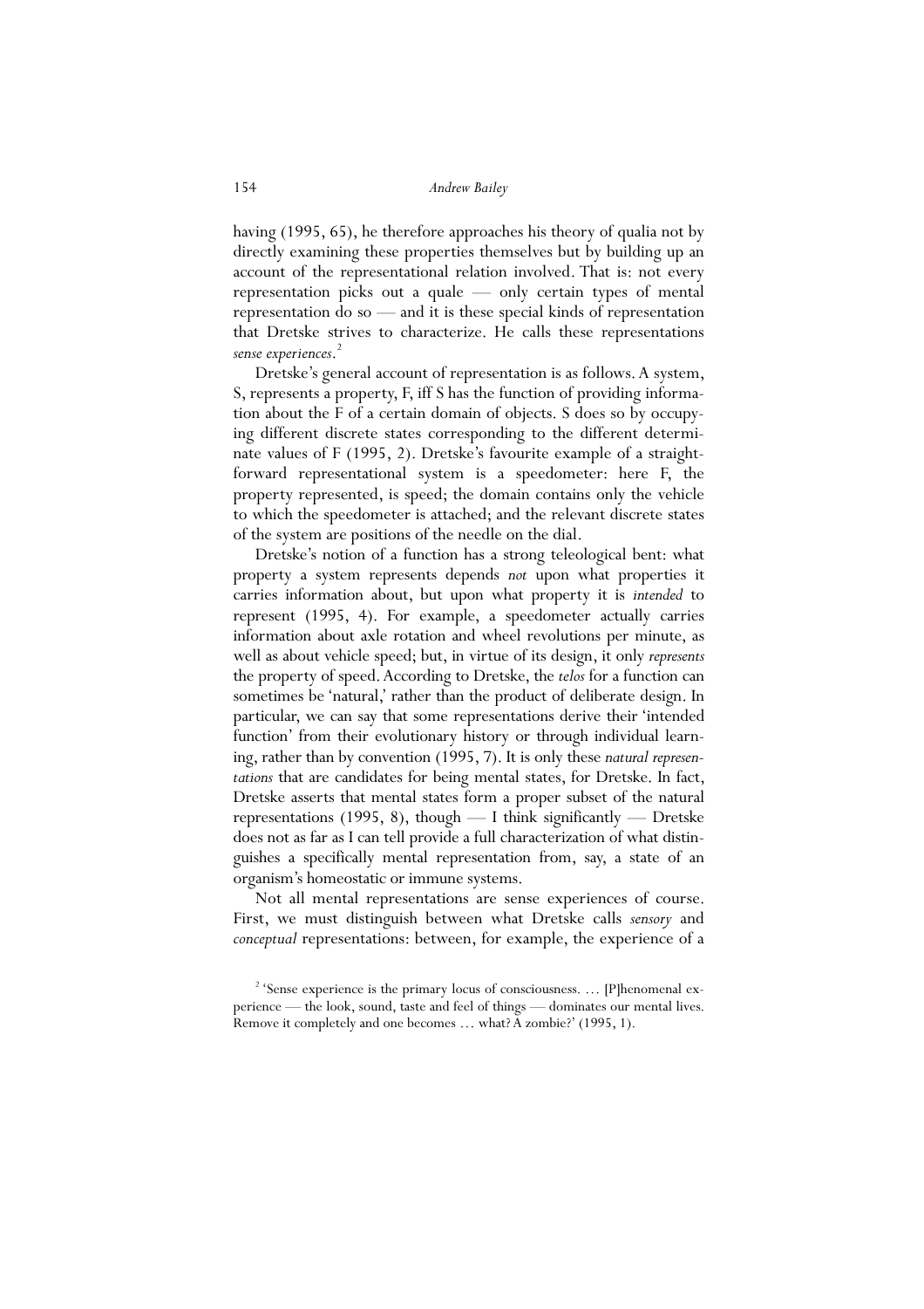having (1995, 65), he therefore approaches his theory of qualia not by directly examining these properties themselves but by building up an account of the representational relation involved. That is: not every representation picks out a quale — only certain types of mental representation do so — and it is these special kinds of representation that Dretske strives to characterize. He calls these representations *sense experiences*.[2]

Dretske's general account of representation is as follows. A system, S, represents a property, F, iff S has the function of providing information about the F of a certain domain of objects. S does so by occupying different discrete states corresponding to the different determinate values of F (1995, 2). Dretske's favourite example of a straightforward representational system is a speedometer: here F, the property represented, is speed; the domain contains only the vehicle to which the speedometer is attached; and the relevant discrete states of the system are positions of the needle on the dial.

Dretske's notion of a function has a strong teleological bent: what property a system represents depends *not* upon what properties it carries information about, but upon what property it is *intended* to represent (1995, 4). For example, a speedometer actually carries information about axle rotation and wheel revolutions per minute, as well as about vehicle speed; but, in virtue of its design, it only *represents* the property of speed. According to Dretske, the *telos* for a function can sometimes be 'natural,' rather than the product of deliberate design. In particular, we can say that some representations derive their 'intended function' from their evolutionary history or through individual learning, rather than by convention (1995, 7). It is only these *natural representations* that are candidates for being mental states, for Dretske. In fact, Dretske asserts that mental states form a proper subset of the natural representations (1995, 8), though — I think significantly — Dretske does not as far as I can tell provide a full characterization of what distinguishes a specifically mental representation from, say, a state of an organism's homeostatic or immune systems.

Not all mental representations are sense experiences of course. First, we must distinguish between what Dretske calls *sensory* and *conceptual* representations: between, for example, the experience of a

[2] 'Sense experience is the primary locus of consciousness. … [P]henomenal experience — the look, sound, taste and feel of things — dominates our mental lives. Remove it completely and one becomes … what? A zombie?' (1995, 1).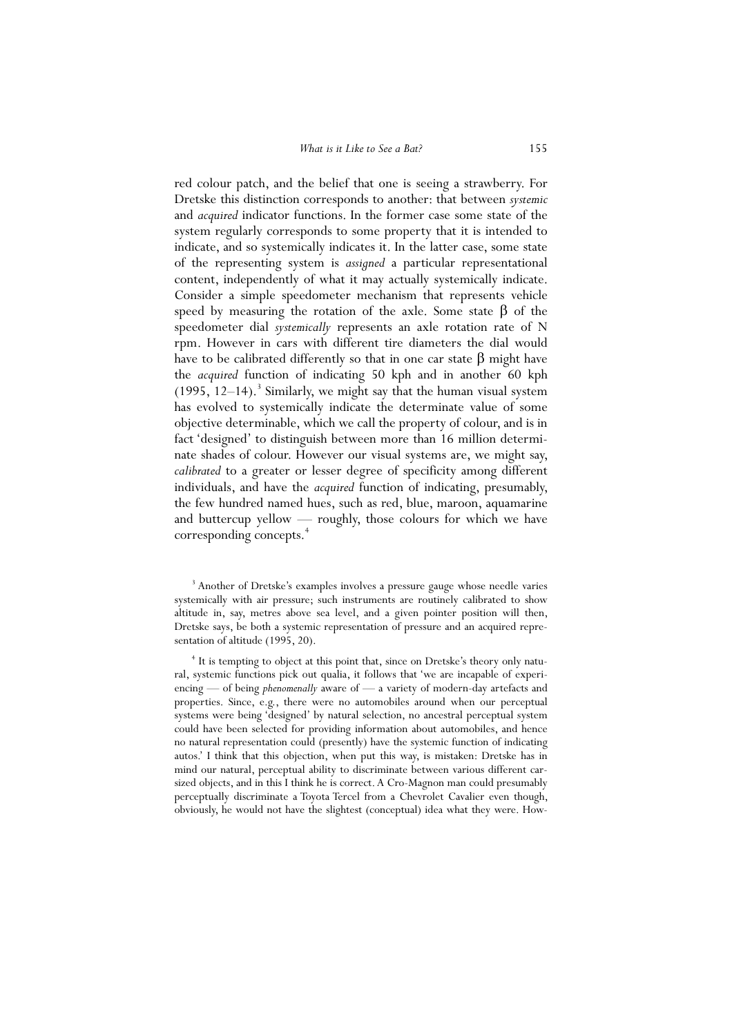red colour patch, and the belief that one is seeing a strawberry. For Dretske this distinction corresponds to another: that between *systemic* and *acquired* indicator functions. In the former case some state of the system regularly corresponds to some property that it is intended to indicate, and so systemically indicates it. In the latter case, some state of the representing system is *assigned* a particular representational content, independently of what it may actually systemically indicate. Consider a simple speedometer mechanism that represents vehicle speed by measuring the rotation of the axle. Some state $\beta$ of the speedometer dial *systemically* represents an axle rotation rate of N rpm. However in cars with different tire diameters the dial would have to be calibrated differently so that in one car state $\beta$ might have the *acquired* function of indicating 50 kph and in another 60 kph (1995, 12–14).[3] Similarly, we might say that the human visual system has evolved to systemically indicate the determinate value of some objective determinable, which we call the property of colour, and is in fact 'designed' to distinguish between more than 16 million determinate shades of colour. However our visual systems are, we might say, *calibrated* to a greater or lesser degree of specificity among different individuals, and have the *acquired* function of indicating, presumably, the few hundred named hues, such as red, blue, maroon, aquamarine and buttercup yellow — roughly, those colours for which we have corresponding concepts.[4]

[3] Another of Dretske's examples involves a pressure gauge whose needle varies systemically with air pressure; such instruments are routinely calibrated to show altitude in, say, metres above sea level, and a given pointer position will then, Dretske says, be both a systemic representation of pressure and an acquired representation of altitude (1995, 20).

[4] It is tempting to object at this point that, since on Dretske's theory only natural, systemic functions pick out qualia, it follows that 'we are incapable of experiencing — of being *phenomenally* aware of — a variety of modern-day artefacts and properties. Since, e.g., there were no automobiles around when our perceptual systems were being 'designed' by natural selection, no ancestral perceptual system could have been selected for providing information about automobiles, and hence no natural representation could (presently) have the systemic function of indicating autos.' I think that this objection, when put this way, is mistaken: Dretske has in mind our natural, perceptual ability to discriminate between various different car-sized objects, and in this I think he is correct. A Cro-Magnon man could presumably perceptually discriminate a Toyota Tercel from a Chevrolet Cavalier even though, obviously, he would not have the slightest (conceptual) idea what they were. How-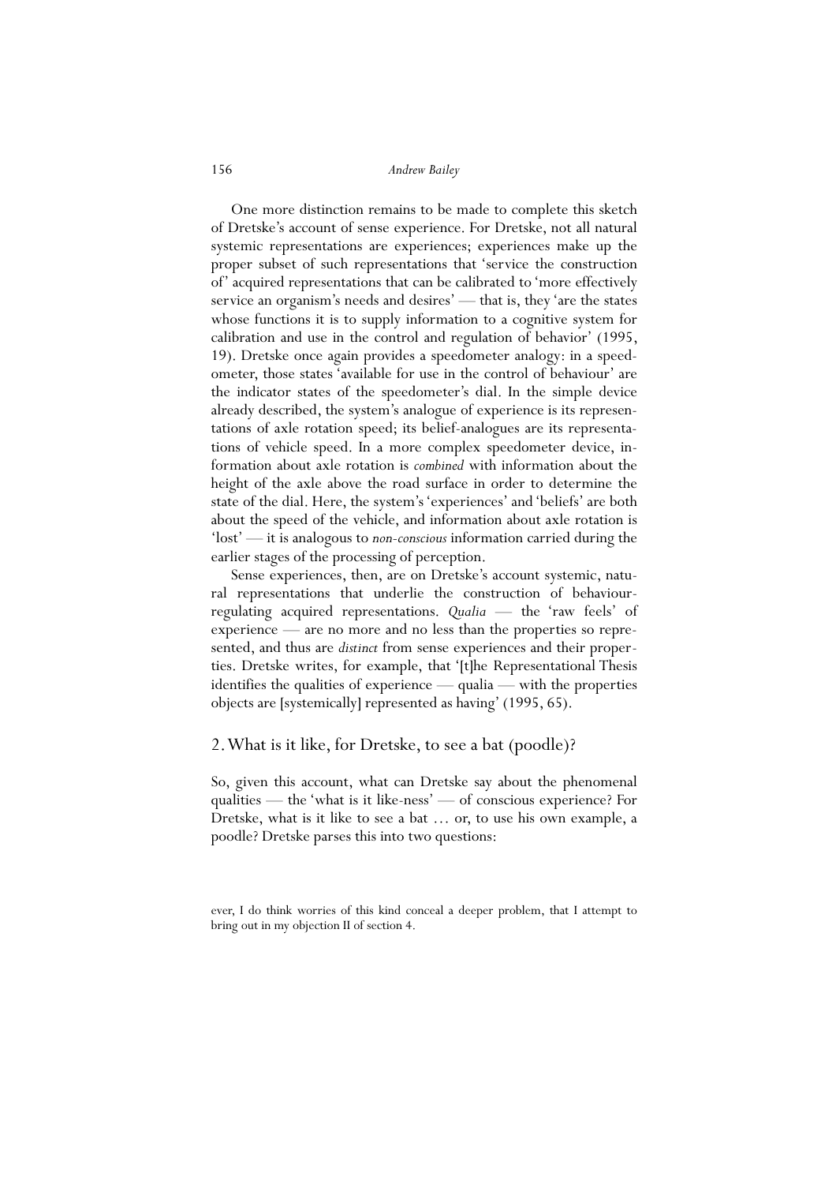One more distinction remains to be made to complete this sketch of Dretske's account of sense experience. For Dretske, not all natural systemic representations are experiences; experiences make up the proper subset of such representations that 'service the construction of' acquired representations that can be calibrated to 'more effectively service an organism's needs and desires' — that is, they 'are the states whose functions it is to supply information to a cognitive system for calibration and use in the control and regulation of behavior' (1995, 19). Dretske once again provides a speedometer analogy: in a speedometer, those states 'available for use in the control of behaviour' are the indicator states of the speedometer's dial. In the simple device already described, the system's analogue of experience is its representations of axle rotation speed; its belief-analogues are its representations of vehicle speed. In a more complex speedometer device, information about axle rotation is *combined* with information about the height of the axle above the road surface in order to determine the state of the dial. Here, the system's 'experiences' and 'beliefs' are both about the speed of the vehicle, and information about axle rotation is 'lost' — it is analogous to *non-conscious* information carried during the earlier stages of the processing of perception.

Sense experiences, then, are on Dretske's account systemic, natural representations that underlie the construction of behaviour-regulating acquired representations. *Qualia* — the 'raw feels' of experience — are no more and no less than the properties so represented, and thus are *distinct* from sense experiences and their properties. Dretske writes, for example, that '[t]he Representational Thesis identifies the qualities of experience — qualia — with the properties objects are [systemically] represented as having' (1995, 65).

## 2. What is it like, for Dretske, to see a bat (poodle)?

So, given this account, what can Dretske say about the phenomenal qualities — the 'what is it like-ness' — of conscious experience? For Dretske, what is it like to see a bat … or, to use his own example, a poodle? Dretske parses this into two questions:

ever, I do think worries of this kind conceal a deeper problem, that I attempt to bring out in my objection II of section 4.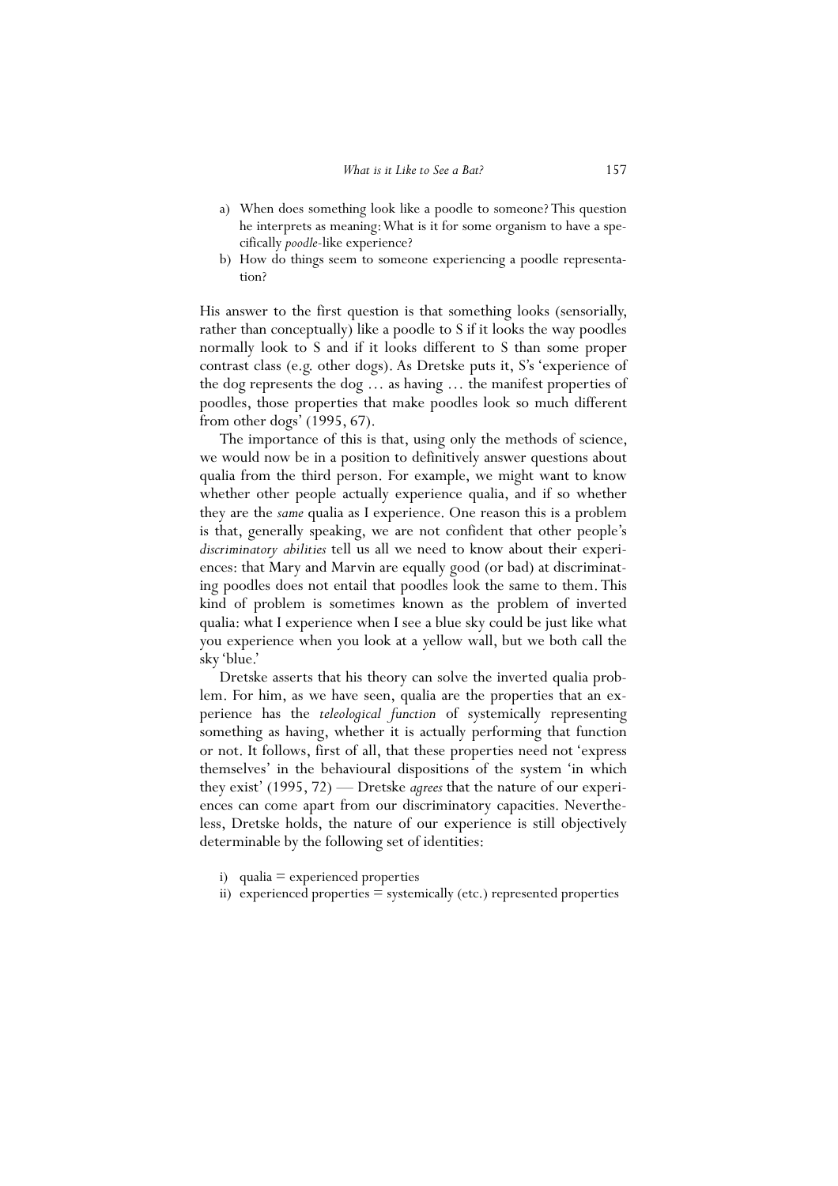a) When does something look like a poodle to someone? This question he interprets as meaning: What is it for some organism to have a specifically *poodle*-like experience?
b) How do things seem to someone experiencing a poodle representation?

His answer to the first question is that something looks (sensorially, rather than conceptually) like a poodle to S if it looks the way poodles normally look to S and if it looks different to S than some proper contrast class (e.g. other dogs). As Dretske puts it, S's 'experience of the dog represents the dog … as having … the manifest properties of poodles, those properties that make poodles look so much different from other dogs' (1995, 67).

The importance of this is that, using only the methods of science, we would now be in a position to definitively answer questions about qualia from the third person. For example, we might want to know whether other people actually experience qualia, and if so whether they are the *same* qualia as I experience. One reason this is a problem is that, generally speaking, we are not confident that other people's *discriminatory abilities* tell us all we need to know about their experiences: that Mary and Marvin are equally good (or bad) at discriminating poodles does not entail that poodles look the same to them. This kind of problem is sometimes known as the problem of inverted qualia: what I experience when I see a blue sky could be just like what you experience when you look at a yellow wall, but we both call the sky 'blue.'

Dretske asserts that his theory can solve the inverted qualia problem. For him, as we have seen, qualia are the properties that an experience has the *teleological function* of systemically representing something as having, whether it is actually performing that function or not. It follows, first of all, that these properties need not 'express themselves' in the behavioural dispositions of the system 'in which they exist' (1995, 72) — Dretske *agrees* that the nature of our experiences can come apart from our discriminatory capacities. Nevertheless, Dretske holds, the nature of our experience is still objectively determinable by the following set of identities:

i) qualia = experienced properties
ii) experienced properties = systemically (etc.) represented properties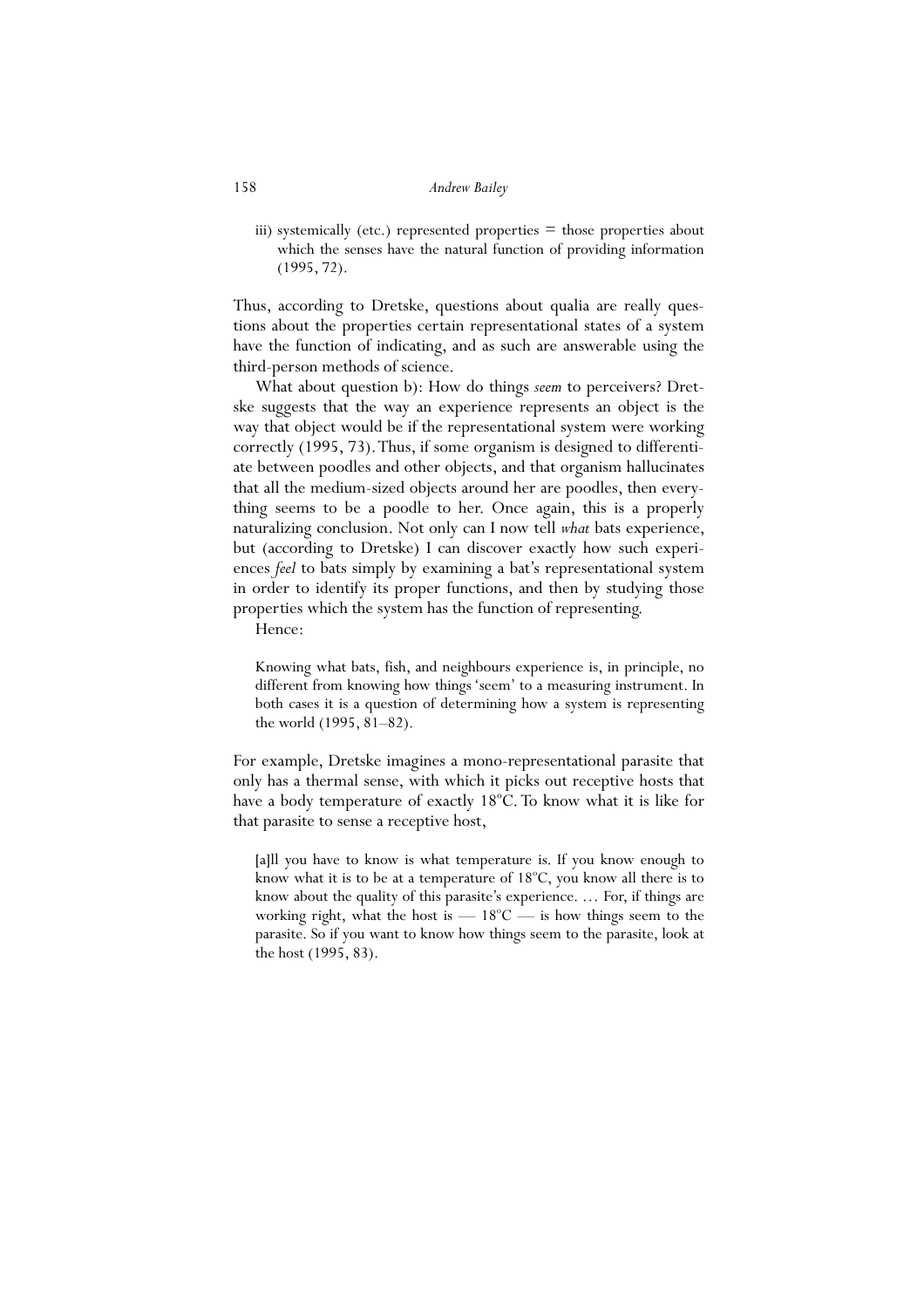iii) systemically (etc.) represented properties = those properties about which the senses have the natural function of providing information (1995, 72).

Thus, according to Dretske, questions about qualia are really questions about the properties certain representational states of a system have the function of indicating, and as such are answerable using the third-person methods of science.

What about question b): How do things *seem* to perceivers? Dretske suggests that the way an experience represents an object is the way that object would be if the representational system were working correctly (1995, 73). Thus, if some organism is designed to differentiate between poodles and other objects, and that organism hallucinates that all the medium-sized objects around her are poodles, then everything seems to be a poodle to her. Once again, this is a properly naturalizing conclusion. Not only can I now tell *what* bats experience, but (according to Dretske) I can discover exactly how such experiences *feel* to bats simply by examining a bat's representational system in order to identify its proper functions, and then by studying those properties which the system has the function of representing.

Hence:

> Knowing what bats, fish, and neighbours experience is, in principle, no different from knowing how things 'seem' to a measuring instrument. In both cases it is a question of determining how a system is representing the world (1995, 81–82).

For example, Dretske imagines a mono-representational parasite that only has a thermal sense, with which it picks out receptive hosts that have a body temperature of exactly 18°C. To know what it is like for that parasite to sense a receptive host,

> [a]ll you have to know is what temperature is. If you know enough to know what it is to be at a temperature of 18°C, you know all there is to know about the quality of this parasite's experience. … For, if things are working right, what the host is — 18°C — is how things seem to the parasite. So if you want to know how things seem to the parasite, look at the host (1995, 83).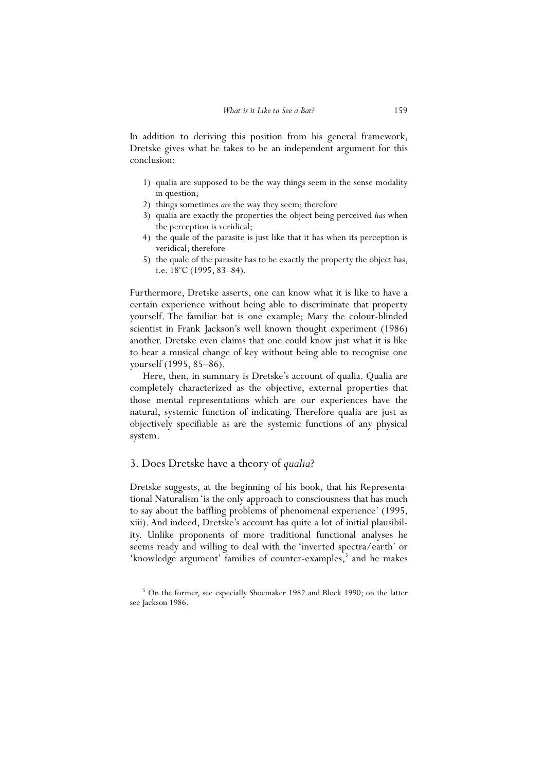In addition to deriving this position from his general framework, Dretske gives what he takes to be an independent argument for this conclusion:

1) qualia are supposed to be the way things seem in the sense modality in question;
2) things sometimes *are* the way they seem; therefore
3) qualia are exactly the properties the object being perceived *has* when the perception is veridical;
4) the quale of the parasite is just like that it has when its perception is veridical; therefore
5) the quale of the parasite has to be exactly the property the object has, i.e. 18ºC (1995, 83–84).

Furthermore, Dretske asserts, one can know what it is like to have a certain experience without being able to discriminate that property yourself. The familiar bat is one example; Mary the colour-blinded scientist in Frank Jackson's well known thought experiment (1986) another. Dretske even claims that one could know just what it is like to hear a musical change of key without being able to recognise one yourself (1995, 85–86).

Here, then, in summary is Dretske's account of qualia. Qualia are completely characterized as the objective, external properties that those mental representations which are our experiences have the natural, systemic function of indicating. Therefore qualia are just as objectively specifiable as are the systemic functions of any physical system.

## 3. Does Dretske have a theory of *qualia*?

Dretske suggests, at the beginning of his book, that his Representational Naturalism 'is the only approach to consciousness that has much to say about the baffling problems of phenomenal experience' (1995, xiii). And indeed, Dretske's account has quite a lot of initial plausibility. Unlike proponents of more traditional functional analyses he seems ready and willing to deal with the 'inverted spectra/earth' or 'knowledge argument' families of counter-examples,[5] and he makes

[5] On the former, see especially Shoemaker 1982 and Block 1990; on the latter see Jackson 1986.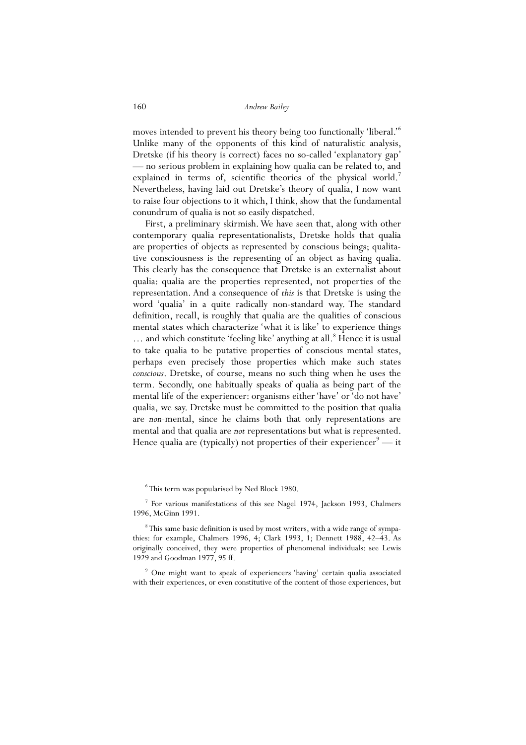moves intended to prevent his theory being too functionally 'liberal.'[6] Unlike many of the opponents of this kind of naturalistic analysis, Dretske (if his theory is correct) faces no so-called 'explanatory gap' — no serious problem in explaining how qualia can be related to, and explained in terms of, scientific theories of the physical world.[7] Nevertheless, having laid out Dretske's theory of qualia, I now want to raise four objections to it which, I think, show that the fundamental conundrum of qualia is not so easily dispatched.

First, a preliminary skirmish. We have seen that, along with other contemporary qualia representationalists, Dretske holds that qualia are properties of objects as represented by conscious beings; qualitative consciousness is the representing of an object as having qualia. This clearly has the consequence that Dretske is an externalist about qualia: qualia are the properties represented, not properties of the representation. And a consequence of *this* is that Dretske is using the word 'qualia' in a quite radically non-standard way. The standard definition, recall, is roughly that qualia are the qualities of conscious mental states which characterize 'what it is like' to experience things … and which constitute 'feeling like' anything at all.[8] Hence it is usual to take qualia to be putative properties of conscious mental states, perhaps even precisely those properties which make such states *conscious*. Dretske, of course, means no such thing when he uses the term. Secondly, one habitually speaks of qualia as being part of the mental life of the experiencer: organisms either 'have' or 'do not have' qualia, we say. Dretske must be committed to the position that qualia are *non*-mental, since he claims both that only representations are mental and that qualia are *not* representations but what is represented. Hence qualia are (typically) not properties of their experiencer[9] — it

[6] This term was popularised by Ned Block 1980.

[7] For various manifestations of this see Nagel 1974, Jackson 1993, Chalmers 1996, McGinn 1991.

[8] This same basic definition is used by most writers, with a wide range of sympathies: for example, Chalmers 1996, 4; Clark 1993, 1; Dennett 1988, 42–43. As originally conceived, they were properties of phenomenal individuals: see Lewis 1929 and Goodman 1977, 95 ff.

[9] One might want to speak of experiencers 'having' certain qualia associated with their experiences, or even constitutive of the content of those experiences, but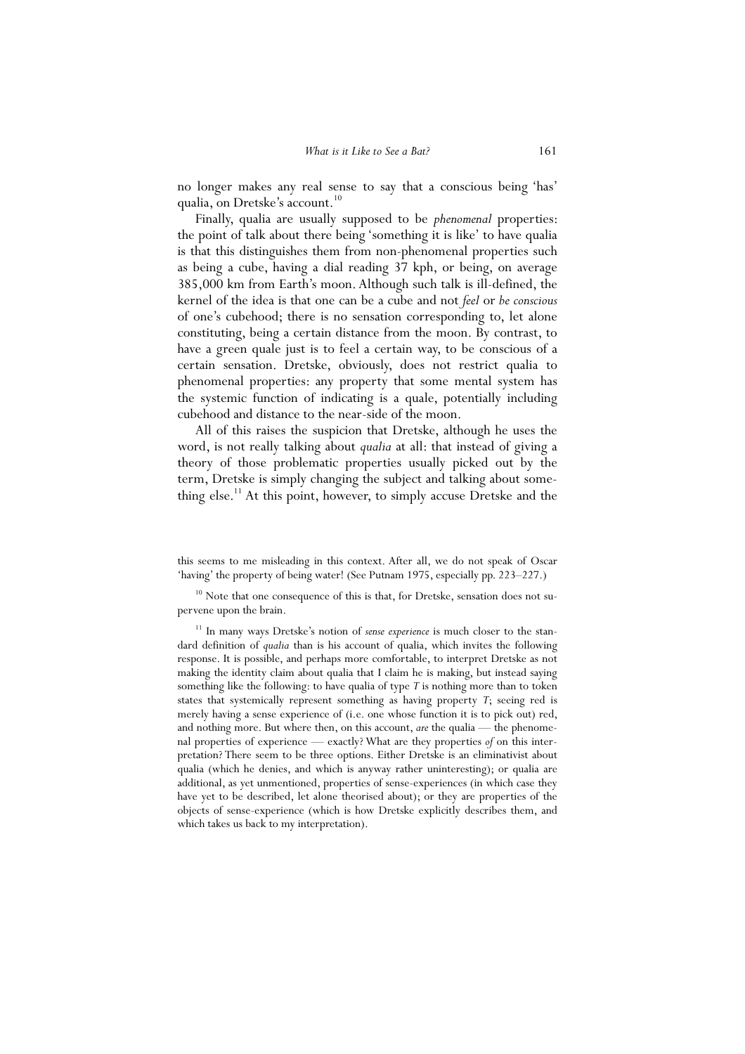no longer makes any real sense to say that a conscious being 'has' qualia, on Dretske's account.[10]

Finally, qualia are usually supposed to be *phenomenal* properties: the point of talk about there being 'something it is like' to have qualia is that this distinguishes them from non-phenomenal properties such as being a cube, having a dial reading 37 kph, or being, on average 385,000 km from Earth's moon. Although such talk is ill-defined, the kernel of the idea is that one can be a cube and not *feel* or *be conscious* of one's cubehood; there is no sensation corresponding to, let alone constituting, being a certain distance from the moon. By contrast, to have a green quale just is to feel a certain way, to be conscious of a certain sensation. Dretske, obviously, does not restrict qualia to phenomenal properties: any property that some mental system has the systemic function of indicating is a quale, potentially including cubehood and distance to the near-side of the moon.

All of this raises the suspicion that Dretske, although he uses the word, is not really talking about *qualia* at all: that instead of giving a theory of those problematic properties usually picked out by the term, Dretske is simply changing the subject and talking about something else.[11] At this point, however, to simply accuse Dretske and the

this seems to me misleading in this context. After all, we do not speak of Oscar 'having' the property of being water! (See Putnam 1975, especially pp. 223–227.)

[10] Note that one consequence of this is that, for Dretske, sensation does not supervene upon the brain.

[11] In many ways Dretske's notion of *sense experience* is much closer to the standard definition of *qualia* than is his account of qualia, which invites the following response. It is possible, and perhaps more comfortable, to interpret Dretske as not making the identity claim about qualia that I claim he is making, but instead saying something like the following: to have qualia of type *T* is nothing more than to token states that systemically represent something as having property *T*; seeing red is merely having a sense experience of (i.e. one whose function it is to pick out) red, and nothing more. But where then, on this account, *are* the qualia — the phenomenal properties of experience — exactly? What are they properties *of* on this interpretation? There seem to be three options. Either Dretske is an eliminativist about qualia (which he denies, and which is anyway rather uninteresting); or qualia are additional, as yet unmentioned, properties of sense-experiences (in which case they have yet to be described, let alone theorised about); or they are properties of the objects of sense-experience (which is how Dretske explicitly describes them, and which takes us back to my interpretation).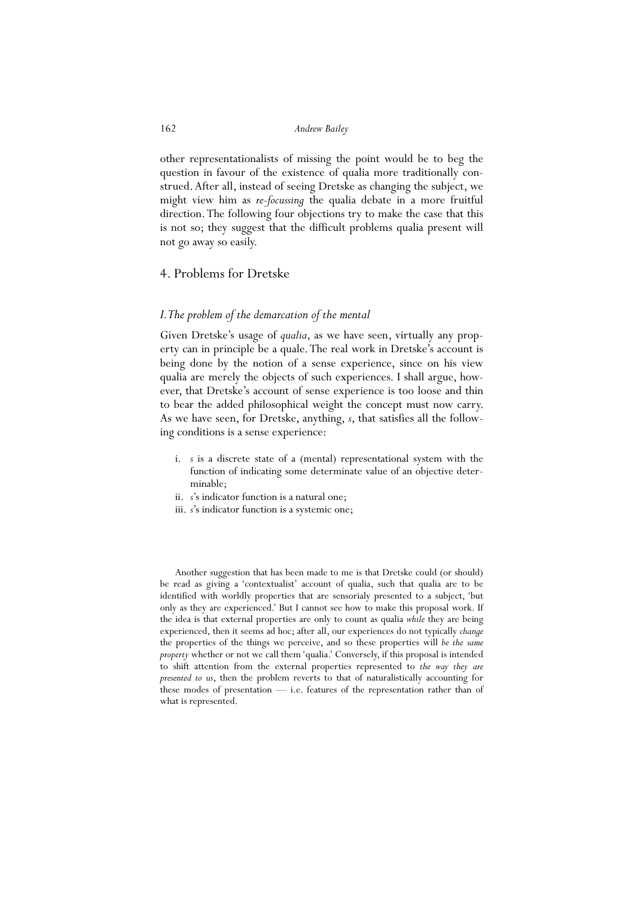other representationalists of missing the point would be to beg the question in favour of the existence of qualia more traditionally construed. After all, instead of seeing Dretske as changing the subject, we might view him as *re-focussing* the qualia debate in a more fruitful direction. The following four objections try to make the case that this is not so; they suggest that the difficult problems qualia present will not go away so easily.

## 4. Problems for Dretske

### *I. The problem of the demarcation of the mental*

Given Dretske's usage of *qualia*, as we have seen, virtually any property can in principle be a quale. The real work in Dretske's account is being done by the notion of a sense experience, since on his view qualia are merely the objects of such experiences. I shall argue, however, that Dretske's account of sense experience is too loose and thin to bear the added philosophical weight the concept must now carry. As we have seen, for Dretske, anything, *s*, that satisfies all the following conditions is a sense experience:

i. *s* is a discrete state of a (mental) representational system with the function of indicating some determinate value of an objective determinable;
ii. *s*'s indicator function is a natural one;
iii. *s*'s indicator function is a systemic one;

Another suggestion that has been made to me is that Dretske could (or should) be read as giving a 'contextualist' account of qualia, such that qualia are to be identified with worldly properties that are sensorialy presented to a subject, 'but only as they are experienced.' But I cannot see how to make this proposal work. If the idea is that external properties are only to count as qualia *while* they are being experienced, then it seems ad hoc; after all, our experiences do not typically *change* the properties of the things we perceive, and so these properties will *be the same property* whether or not we call them 'qualia.' Conversely, if this proposal is intended to shift attention from the external properties represented to *the way they are presented to us*, then the problem reverts to that of naturalistically accounting for these modes of presentation — i.e. features of the representation rather than of what is represented.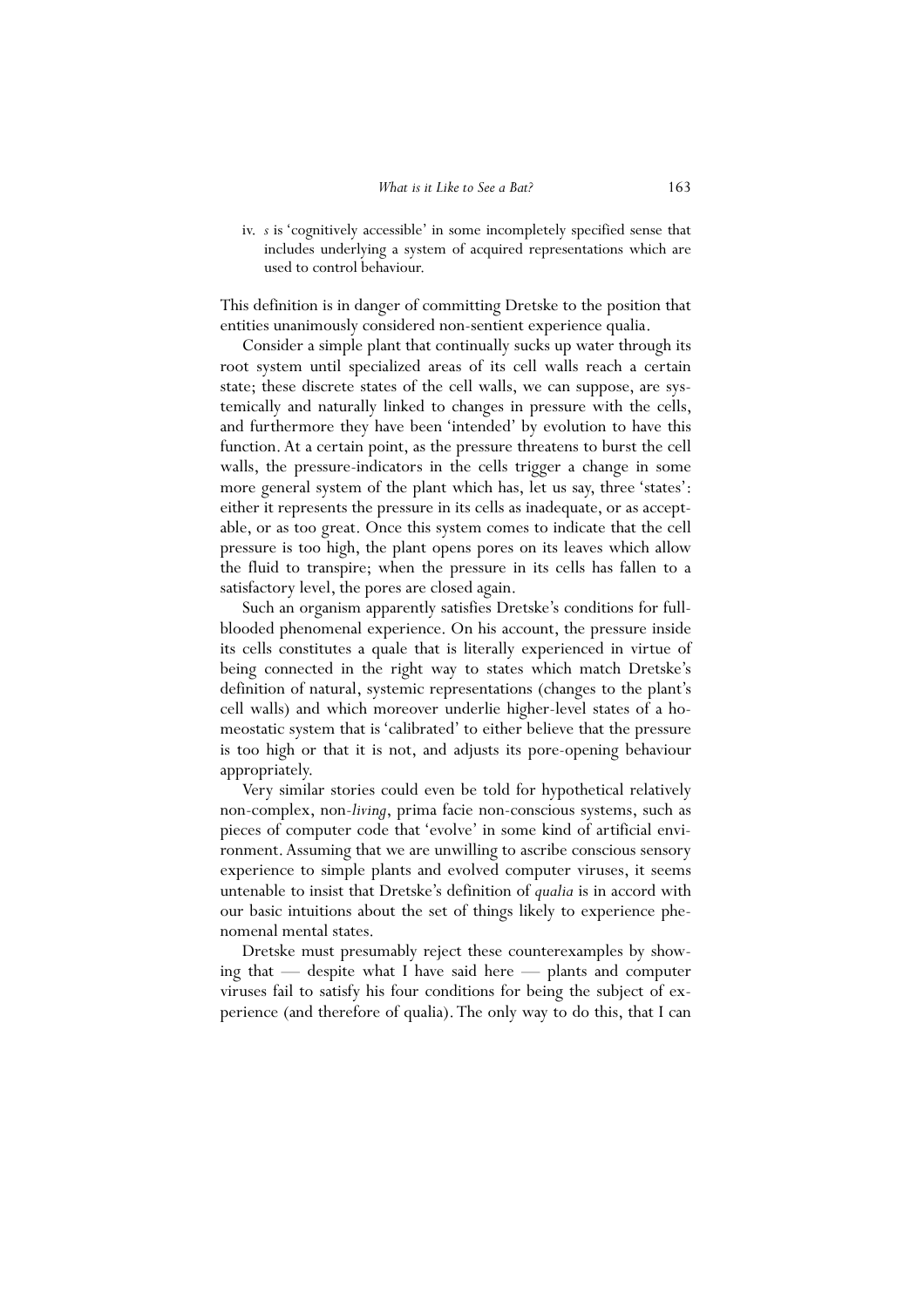iv. *s* is 'cognitively accessible' in some incompletely specified sense that includes underlying a system of acquired representations which are used to control behaviour.

This definition is in danger of committing Dretske to the position that entities unanimously considered non-sentient experience qualia.

Consider a simple plant that continually sucks up water through its root system until specialized areas of its cell walls reach a certain state; these discrete states of the cell walls, we can suppose, are systemically and naturally linked to changes in pressure with the cells, and furthermore they have been 'intended' by evolution to have this function. At a certain point, as the pressure threatens to burst the cell walls, the pressure-indicators in the cells trigger a change in some more general system of the plant which has, let us say, three 'states': either it represents the pressure in its cells as inadequate, or as acceptable, or as too great. Once this system comes to indicate that the cell pressure is too high, the plant opens pores on its leaves which allow the fluid to transpire; when the pressure in its cells has fallen to a satisfactory level, the pores are closed again.

Such an organism apparently satisfies Dretske's conditions for full-blooded phenomenal experience. On his account, the pressure inside its cells constitutes a quale that is literally experienced in virtue of being connected in the right way to states which match Dretske's definition of natural, systemic representations (changes to the plant's cell walls) and which moreover underlie higher-level states of a homeostatic system that is 'calibrated' to either believe that the pressure is too high or that it is not, and adjusts its pore-opening behaviour appropriately.

Very similar stories could even be told for hypothetical relatively non-complex, non-*living*, prima facie non-conscious systems, such as pieces of computer code that 'evolve' in some kind of artificial environment. Assuming that we are unwilling to ascribe conscious sensory experience to simple plants and evolved computer viruses, it seems untenable to insist that Dretske's definition of *qualia* is in accord with our basic intuitions about the set of things likely to experience phenomenal mental states.

Dretske must presumably reject these counterexamples by showing that — despite what I have said here — plants and computer viruses fail to satisfy his four conditions for being the subject of experience (and therefore of qualia). The only way to do this, that I can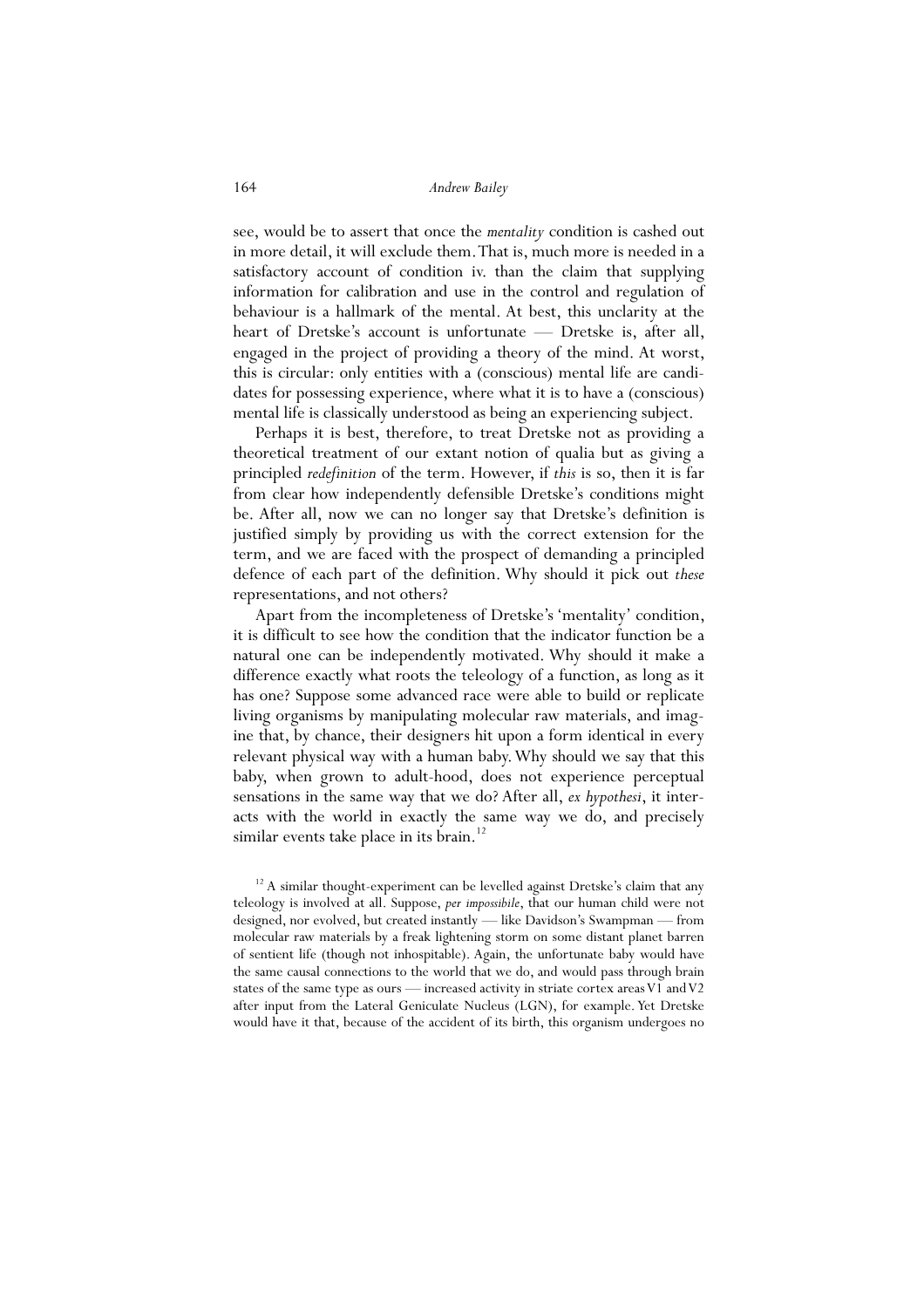see, would be to assert that once the *mentality* condition is cashed out in more detail, it will exclude them. That is, much more is needed in a satisfactory account of condition iv. than the claim that supplying information for calibration and use in the control and regulation of behaviour is a hallmark of the mental. At best, this unclarity at the heart of Dretske's account is unfortunate — Dretske is, after all, engaged in the project of providing a theory of the mind. At worst, this is circular: only entities with a (conscious) mental life are candidates for possessing experience, where what it is to have a (conscious) mental life is classically understood as being an experiencing subject.

Perhaps it is best, therefore, to treat Dretske not as providing a theoretical treatment of our extant notion of qualia but as giving a principled *redefinition* of the term. However, if *this* is so, then it is far from clear how independently defensible Dretske's conditions might be. After all, now we can no longer say that Dretske's definition is justified simply by providing us with the correct extension for the term, and we are faced with the prospect of demanding a principled defence of each part of the definition. Why should it pick out *these* representations, and not others?

Apart from the incompleteness of Dretske's 'mentality' condition, it is difficult to see how the condition that the indicator function be a natural one can be independently motivated. Why should it make a difference exactly what roots the teleology of a function, as long as it has one? Suppose some advanced race were able to build or replicate living organisms by manipulating molecular raw materials, and imagine that, by chance, their designers hit upon a form identical in every relevant physical way with a human baby. Why should we say that this baby, when grown to adult-hood, does not experience perceptual sensations in the same way that we do? After all, *ex hypothesi*, it interacts with the world in exactly the same way we do, and precisely similar events take place in its brain.[12]

[12] A similar thought-experiment can be levelled against Dretske's claim that any teleology is involved at all. Suppose, *per impossibile*, that our human child were not designed, nor evolved, but created instantly — like Davidson's Swampman — from molecular raw materials by a freak lightening storm on some distant planet barren of sentient life (though not inhospitable). Again, the unfortunate baby would have the same causal connections to the world that we do, and would pass through brain states of the same type as ours — increased activity in striate cortex areas V1 and V2 after input from the Lateral Geniculate Nucleus (LGN), for example. Yet Dretske would have it that, because of the accident of its birth, this organism undergoes no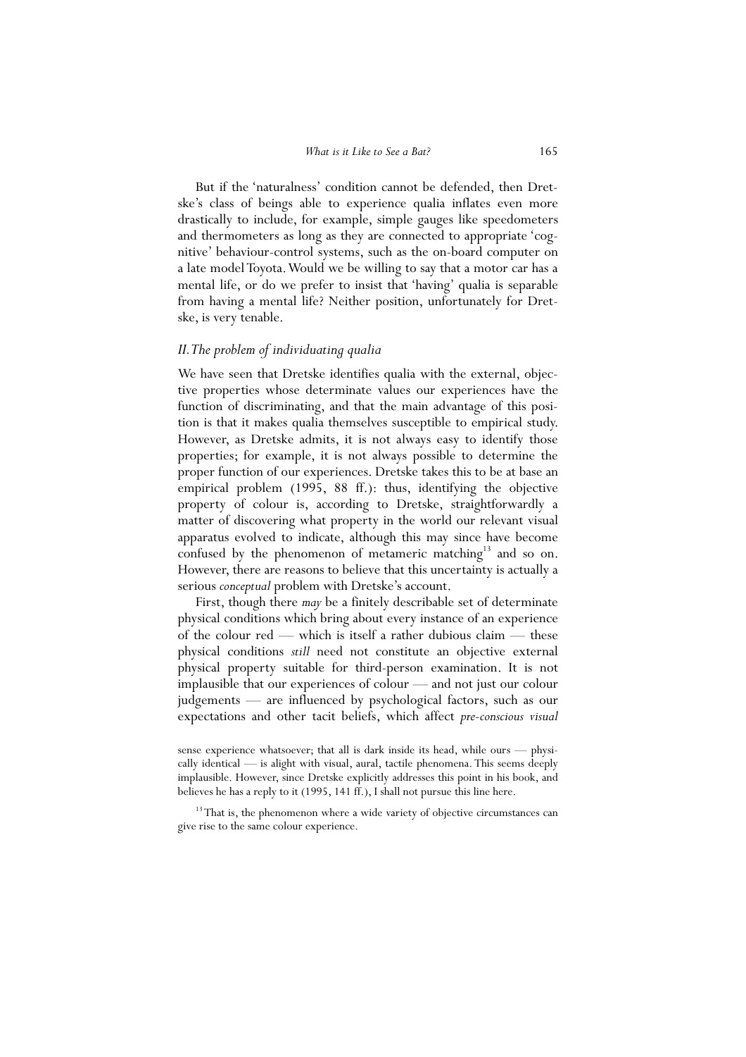But if the 'naturalness' condition cannot be defended, then Dretske's class of beings able to experience qualia inflates even more drastically to include, for example, simple gauges like speedometers and thermometers as long as they are connected to appropriate 'cognitive' behaviour-control systems, such as the on-board computer on a late model Toyota. Would we be willing to say that a motor car has a mental life, or do we prefer to insist that 'having' qualia is separable from having a mental life? Neither position, unfortunately for Dretske, is very tenable.

### *II. The problem of individuating qualia*

We have seen that Dretske identifies qualia with the external, objective properties whose determinate values our experiences have the function of discriminating, and that the main advantage of this position is that it makes qualia themselves susceptible to empirical study. However, as Dretske admits, it is not always easy to identify those properties; for example, it is not always possible to determine the proper function of our experiences. Dretske takes this to be at base an empirical problem (1995, 88 ff.): thus, identifying the objective property of colour is, according to Dretske, straightforwardly a matter of discovering what property in the world our relevant visual apparatus evolved to indicate, although this may since have become confused by the phenomenon of metameric matching[13] and so on. However, there are reasons to believe that this uncertainty is actually a serious *conceptual* problem with Dretske's account.

First, though there *may* be a finitely describable set of determinate physical conditions which bring about every instance of an experience of the colour red — which is itself a rather dubious claim — these physical conditions *still* need not constitute an objective external physical property suitable for third-person examination. It is not implausible that our experiences of colour — and not just our colour judgements — are influenced by psychological factors, such as our expectations and other tacit beliefs, which affect *pre-conscious visual*

sense experience whatsoever; that all is dark inside its head, while ours — physically identical — is alight with visual, aural, tactile phenomena. This seems deeply implausible. However, since Dretske explicitly addresses this point in his book, and believes he has a reply to it (1995, 141 ff.), I shall not pursue this line here.

[13] That is, the phenomenon where a wide variety of objective circumstances can give rise to the same colour experience.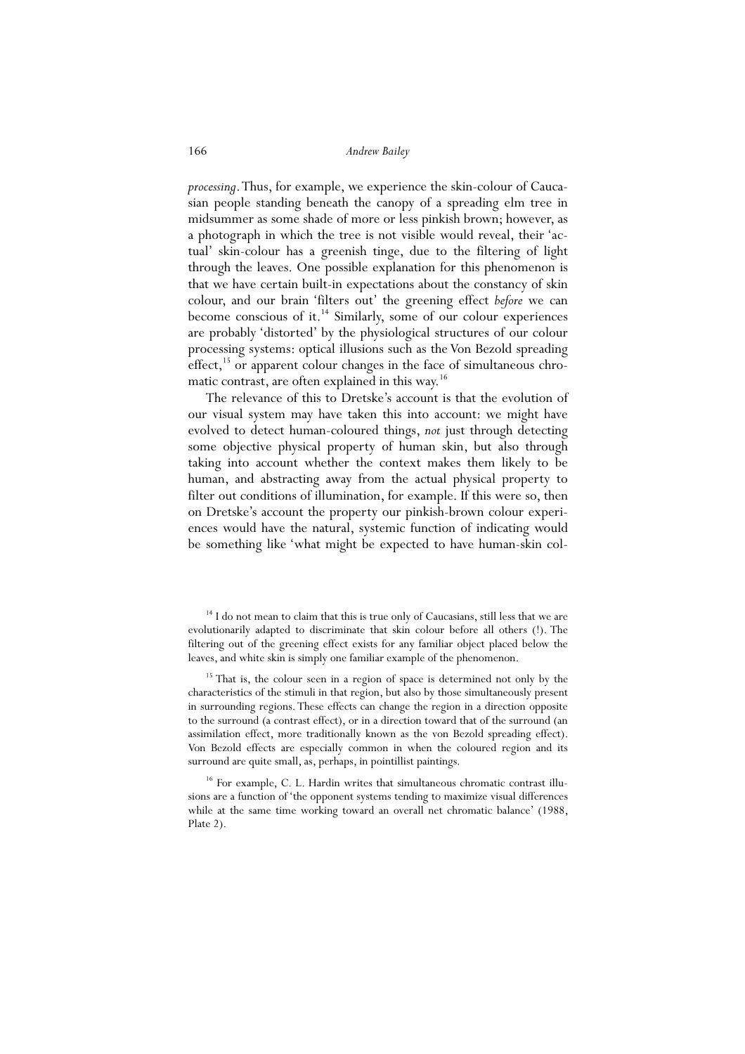*processing*. Thus, for example, we experience the skin-colour of Caucasian people standing beneath the canopy of a spreading elm tree in midsummer as some shade of more or less pinkish brown; however, as a photograph in which the tree is not visible would reveal, their 'actual' skin-colour has a greenish tinge, due to the filtering of light through the leaves. One possible explanation for this phenomenon is that we have certain built-in expectations about the constancy of skin colour, and our brain 'filters out' the greening effect *before* we can become conscious of it.[14] Similarly, some of our colour experiences are probably 'distorted' by the physiological structures of our colour processing systems: optical illusions such as the Von Bezold spreading effect,[15] or apparent colour changes in the face of simultaneous chromatic contrast, are often explained in this way.[16]

The relevance of this to Dretske's account is that the evolution of our visual system may have taken this into account: we might have evolved to detect human-coloured things, *not* just through detecting some objective physical property of human skin, but also through taking into account whether the context makes them likely to be human, and abstracting away from the actual physical property to filter out conditions of illumination, for example. If this were so, then on Dretske's account the property our pinkish-brown colour experiences would have the natural, systemic function of indicating would be something like 'what might be expected to have human-skin col-

[14] I do not mean to claim that this is true only of Caucasians, still less that we are evolutionarily adapted to discriminate that skin colour before all others (!). The filtering out of the greening effect exists for any familiar object placed below the leaves, and white skin is simply one familiar example of the phenomenon.

[15] That is, the colour seen in a region of space is determined not only by the characteristics of the stimuli in that region, but also by those simultaneously present in surrounding regions. These effects can change the region in a direction opposite to the surround (a contrast effect), or in a direction toward that of the surround (an assimilation effect, more traditionally known as the von Bezold spreading effect). Von Bezold effects are especially common in when the coloured region and its surround are quite small, as, perhaps, in pointillist paintings.

[16] For example, C. L. Hardin writes that simultaneous chromatic contrast illusions are a function of 'the opponent systems tending to maximize visual differences while at the same time working toward an overall net chromatic balance' (1988, Plate 2).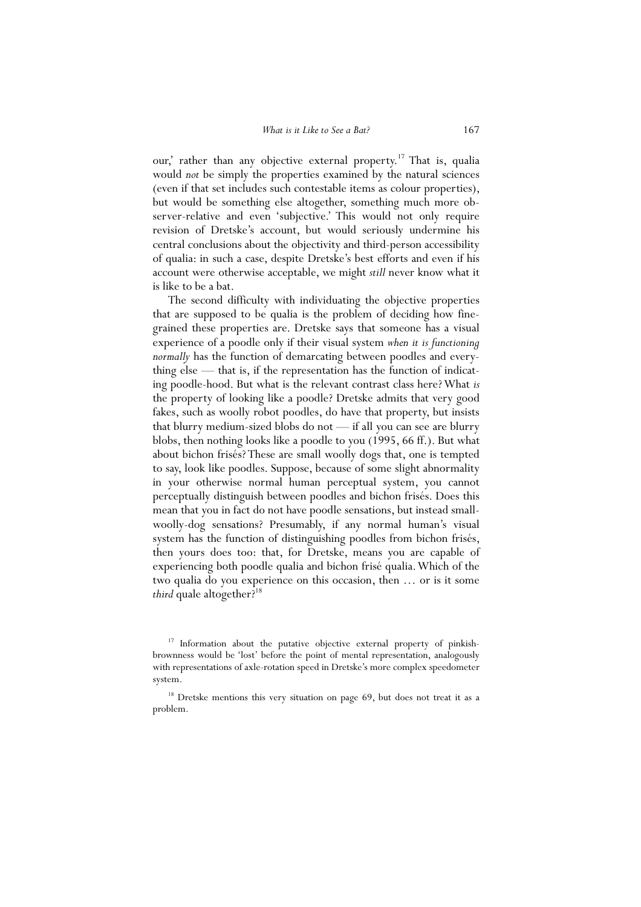our,' rather than any objective external property.[17] That is, qualia would *not* be simply the properties examined by the natural sciences (even if that set includes such contestable items as colour properties), but would be something else altogether, something much more observer-relative and even 'subjective.' This would not only require revision of Dretske's account, but would seriously undermine his central conclusions about the objectivity and third-person accessibility of qualia: in such a case, despite Dretske's best efforts and even if his account were otherwise acceptable, we might *still* never know what it is like to be a bat.

The second difficulty with individuating the objective properties that are supposed to be qualia is the problem of deciding how fine-grained these properties are. Dretske says that someone has a visual experience of a poodle only if their visual system *when it is functioning normally* has the function of demarcating between poodles and everything else — that is, if the representation has the function of indicating poodle-hood. But what is the relevant contrast class here? What *is* the property of looking like a poodle? Dretske admits that very good fakes, such as woolly robot poodles, do have that property, but insists that blurry medium-sized blobs do not — if all you can see are blurry blobs, then nothing looks like a poodle to you (1995, 66 ff.). But what about bichon frisés? These are small woolly dogs that, one is tempted to say, look like poodles. Suppose, because of some slight abnormality in your otherwise normal human perceptual system, you cannot perceptually distinguish between poodles and bichon frisés. Does this mean that you in fact do not have poodle sensations, but instead small-woolly-dog sensations? Presumably, if any normal human's visual system has the function of distinguishing poodles from bichon frisés, then yours does too: that, for Dretske, means you are capable of experiencing both poodle qualia and bichon frisé qualia. Which of the two qualia do you experience on this occasion, then … or is it some *third* quale altogether?[18]

[17] Information about the putative objective external property of pinkish-brownness would be 'lost' before the point of mental representation, analogously with representations of axle-rotation speed in Dretske's more complex speedometer system.

[18] Dretske mentions this very situation on page 69, but does not treat it as a problem.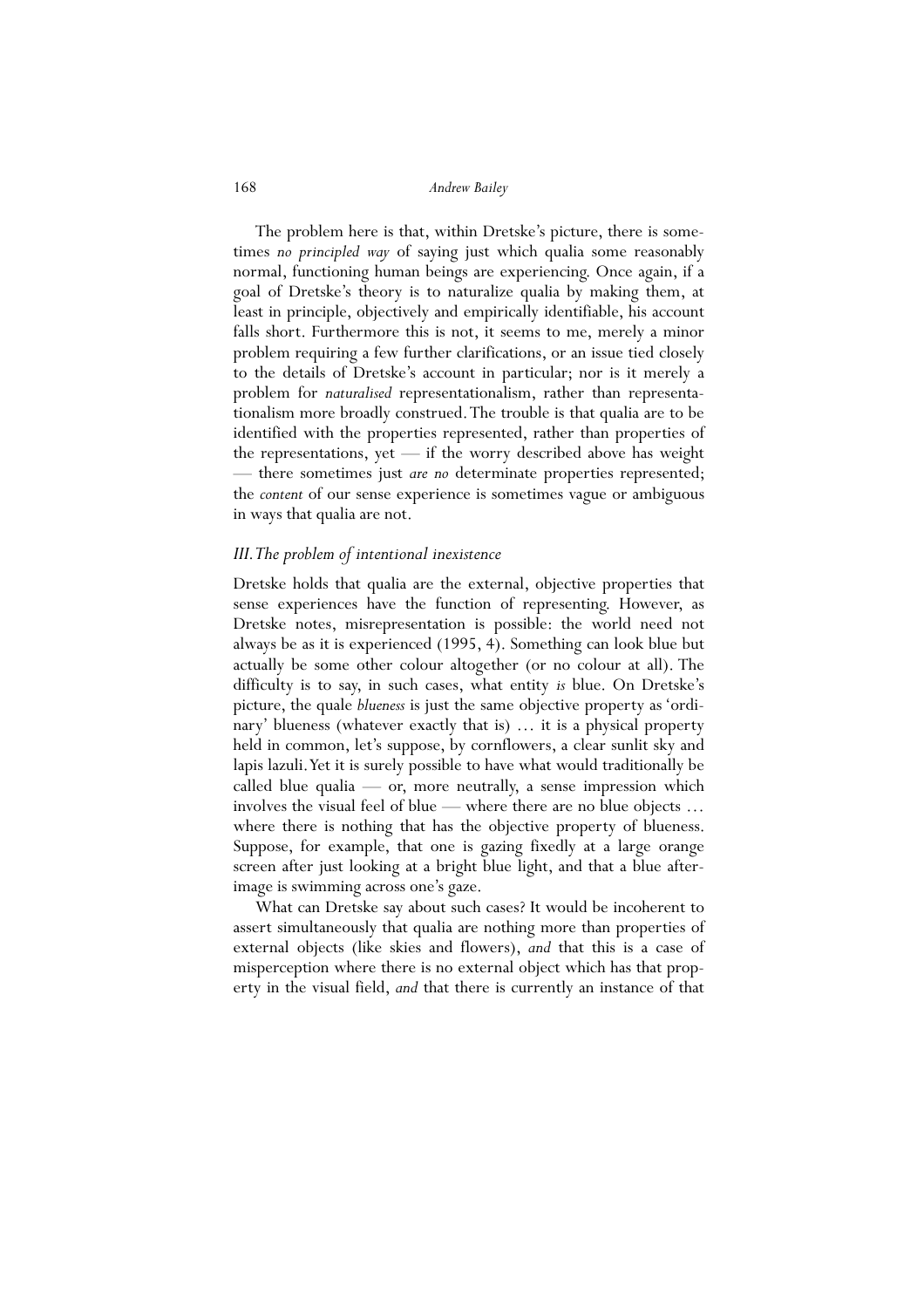The problem here is that, within Dretske's picture, there is sometimes *no principled way* of saying just which qualia some reasonably normal, functioning human beings are experiencing. Once again, if a goal of Dretske's theory is to naturalize qualia by making them, at least in principle, objectively and empirically identifiable, his account falls short. Furthermore this is not, it seems to me, merely a minor problem requiring a few further clarifications, or an issue tied closely to the details of Dretske's account in particular; nor is it merely a problem for *naturalised* representationalism, rather than representationalism more broadly construed. The trouble is that qualia are to be identified with the properties represented, rather than properties of the representations, yet — if the worry described above has weight — there sometimes just *are no* determinate properties represented; the *content* of our sense experience is sometimes vague or ambiguous in ways that qualia are not.

### *III. The problem of intentional inexistence*

Dretske holds that qualia are the external, objective properties that sense experiences have the function of representing. However, as Dretske notes, misrepresentation is possible: the world need not always be as it is experienced (1995, 4). Something can look blue but actually be some other colour altogether (or no colour at all). The difficulty is to say, in such cases, what entity *is* blue. On Dretske's picture, the quale *blueness* is just the same objective property as 'ordinary' blueness (whatever exactly that is) … it is a physical property held in common, let's suppose, by cornflowers, a clear sunlit sky and lapis lazuli. Yet it is surely possible to have what would traditionally be called blue qualia — or, more neutrally, a sense impression which involves the visual feel of blue — where there are no blue objects … where there is nothing that has the objective property of blueness. Suppose, for example, that one is gazing fixedly at a large orange screen after just looking at a bright blue light, and that a blue after-image is swimming across one's gaze.

What can Dretske say about such cases? It would be incoherent to assert simultaneously that qualia are nothing more than properties of external objects (like skies and flowers), *and* that this is a case of misperception where there is no external object which has that property in the visual field, *and* that there is currently an instance of that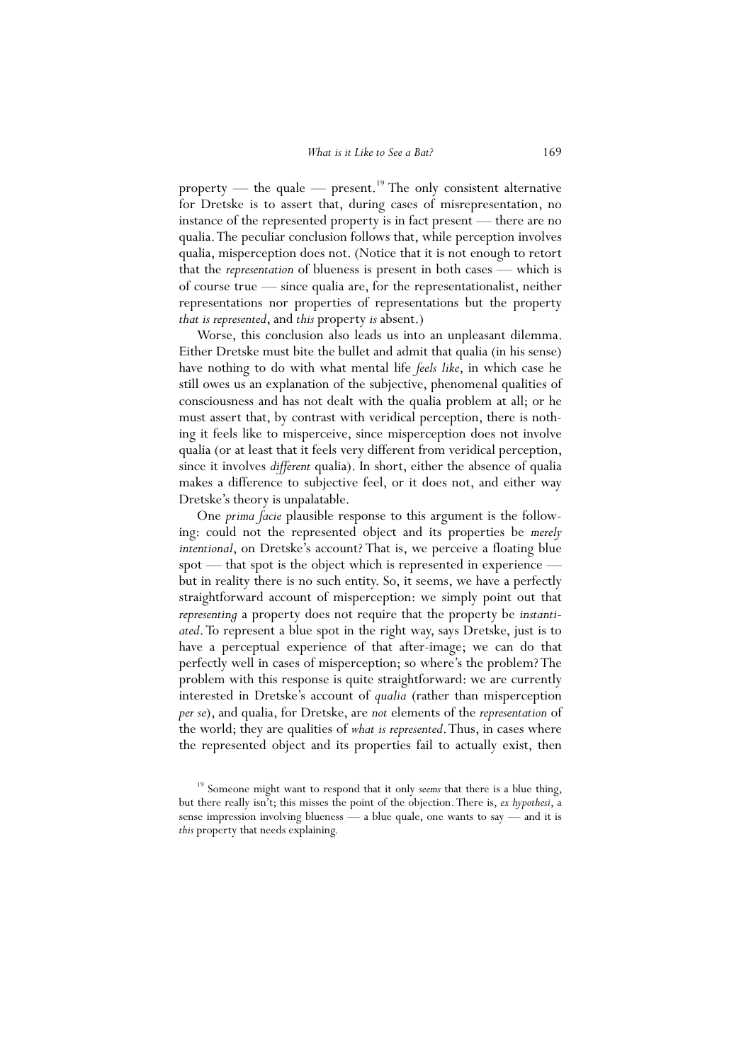property — the quale — present.[19] The only consistent alternative for Dretske is to assert that, during cases of misrepresentation, no instance of the represented property is in fact present — there are no qualia. The peculiar conclusion follows that, while perception involves qualia, misperception does not. (Notice that it is not enough to retort that the *representation* of blueness is present in both cases — which is of course true — since qualia are, for the representationalist, neither representations nor properties of representations but the property *that is represented*, and *this* property *is* absent.)

Worse, this conclusion also leads us into an unpleasant dilemma. Either Dretske must bite the bullet and admit that qualia (in his sense) have nothing to do with what mental life *feels like*, in which case he still owes us an explanation of the subjective, phenomenal qualities of consciousness and has not dealt with the qualia problem at all; or he must assert that, by contrast with veridical perception, there is nothing it feels like to misperceive, since misperception does not involve qualia (or at least that it feels very different from veridical perception, since it involves *different* qualia). In short, either the absence of qualia makes a difference to subjective feel, or it does not, and either way Dretske's theory is unpalatable.

One *prima facie* plausible response to this argument is the following: could not the represented object and its properties be *merely intentional*, on Dretske's account? That is, we perceive a floating blue spot — that spot is the object which is represented in experience — but in reality there is no such entity. So, it seems, we have a perfectly straightforward account of misperception: we simply point out that *representing* a property does not require that the property be *instantiated*. To represent a blue spot in the right way, says Dretske, just is to have a perceptual experience of that after-image; we can do that perfectly well in cases of misperception; so where's the problem? The problem with this response is quite straightforward: we are currently interested in Dretske's account of *qualia* (rather than misperception *per se*), and qualia, for Dretske, are *not* elements of the *representation* of the world; they are qualities of *what is represented*. Thus, in cases where the represented object and its properties fail to actually exist, then

[19] Someone might want to respond that it only *seems* that there is a blue thing, but there really isn't; this misses the point of the objection. There is, *ex hypothesi*, a sense impression involving blueness — a blue quale, one wants to say — and it is *this* property that needs explaining.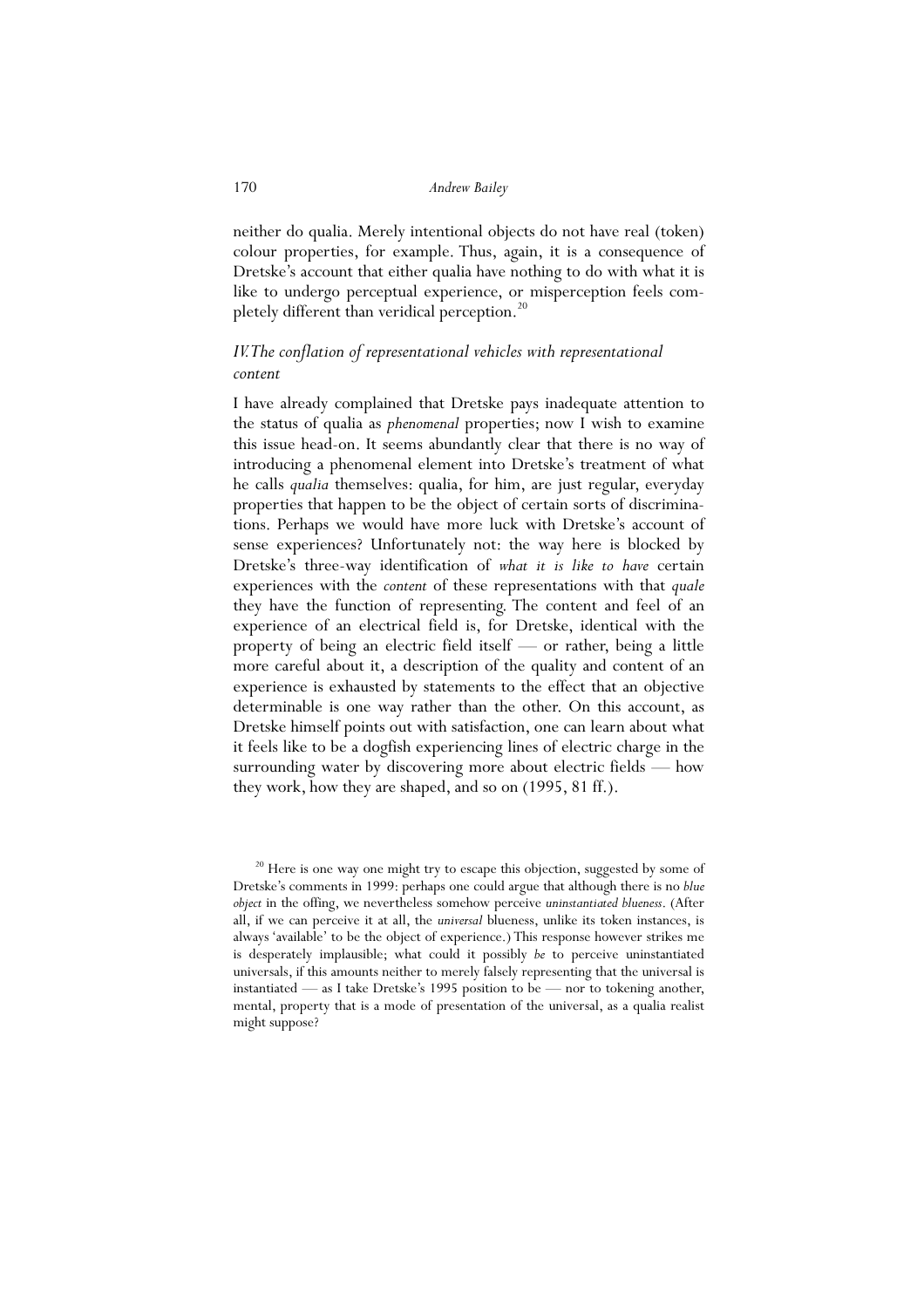neither do qualia. Merely intentional objects do not have real (token) colour properties, for example. Thus, again, it is a consequence of Dretske's account that either qualia have nothing to do with what it is like to undergo perceptual experience, or misperception feels completely different than veridical perception.[20]

### *IV. The conflation of representational vehicles with representational content*

I have already complained that Dretske pays inadequate attention to the status of qualia as *phenomenal* properties; now I wish to examine this issue head-on. It seems abundantly clear that there is no way of introducing a phenomenal element into Dretske's treatment of what he calls *qualia* themselves: qualia, for him, are just regular, everyday properties that happen to be the object of certain sorts of discriminations. Perhaps we would have more luck with Dretske's account of sense experiences? Unfortunately not: the way here is blocked by Dretske's three-way identification of *what it is like to have* certain experiences with the *content* of these representations with that *quale* they have the function of representing. The content and feel of an experience of an electrical field is, for Dretske, identical with the property of being an electric field itself — or rather, being a little more careful about it, a description of the quality and content of an experience is exhausted by statements to the effect that an objective determinable is one way rather than the other. On this account, as Dretske himself points out with satisfaction, one can learn about what it feels like to be a dogfish experiencing lines of electric charge in the surrounding water by discovering more about electric fields — how they work, how they are shaped, and so on (1995, 81 ff.).

[20] Here is one way one might try to escape this objection, suggested by some of Dretske's comments in 1999: perhaps one could argue that although there is no *blue object* in the offing, we nevertheless somehow perceive *uninstantiated blueness*. (After all, if we can perceive it at all, the *universal* blueness, unlike its token instances, is always 'available' to be the object of experience.) This response however strikes me is desperately implausible; what could it possibly *be* to perceive uninstantiated universals, if this amounts neither to merely falsely representing that the universal is instantiated — as I take Dretske's 1995 position to be — nor to tokening another, mental, property that is a mode of presentation of the universal, as a qualia realist might suppose?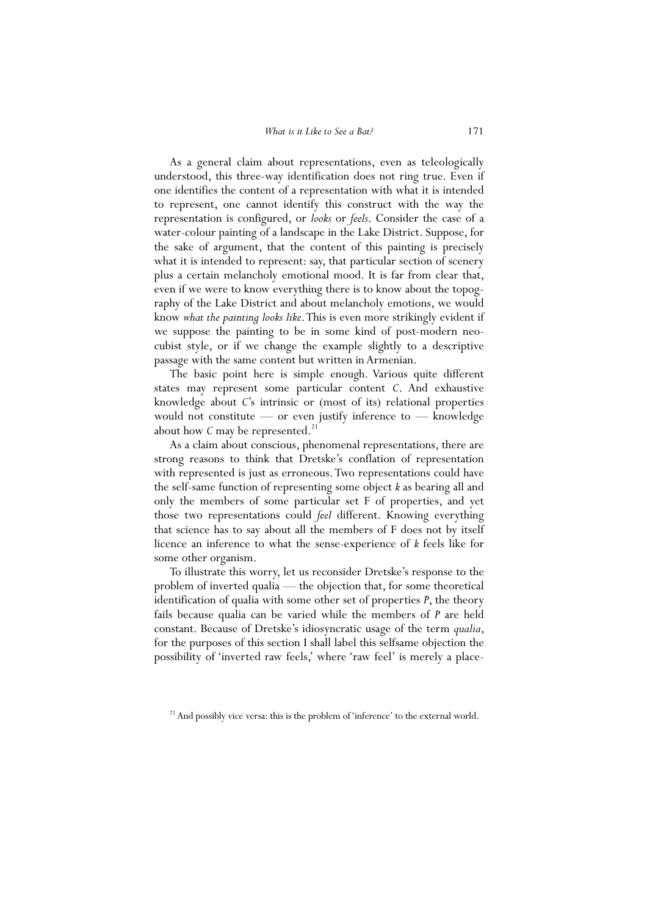As a general claim about representations, even as teleologically understood, this three-way identification does not ring true. Even if one identifies the content of a representation with what it is intended to represent, one cannot identify this construct with the way the representation is configured, or *looks* or *feels*. Consider the case of a water-colour painting of a landscape in the Lake District. Suppose, for the sake of argument, that the content of this painting is precisely what it is intended to represent: say, that particular section of scenery plus a certain melancholy emotional mood. It is far from clear that, even if we were to know everything there is to know about the topography of the Lake District and about melancholy emotions, we would know *what the painting looks like*. This is even more strikingly evident if we suppose the painting to be in some kind of post-modern neo-cubist style, or if we change the example slightly to a descriptive passage with the same content but written in Armenian.

The basic point here is simple enough. Various quite different states may represent some particular content *C*. And exhaustive knowledge about *C*'s intrinsic or (most of its) relational properties would not constitute — or even justify inference to — knowledge about how *C* may be represented.[21]

As a claim about conscious, phenomenal representations, there are strong reasons to think that Dretske's conflation of representation with represented is just as erroneous. Two representations could have the self-same function of representing some object *k* as bearing all and only the members of some particular set F of properties, and yet those two representations could *feel* different. Knowing everything that science has to say about all the members of F does not by itself licence an inference to what the sense-experience of *k* feels like for some other organism.

To illustrate this worry, let us reconsider Dretske's response to the problem of inverted qualia — the objection that, for some theoretical identification of qualia with some other set of properties *P*, the theory fails because qualia can be varied while the members of *P* are held constant. Because of Dretske's idiosyncratic usage of the term *qualia*, for the purposes of this section I shall label this selfsame objection the possibility of 'inverted raw feels,' where 'raw feel' is merely a place-

[21] And possibly vice versa: this is the problem of 'inference' to the external world.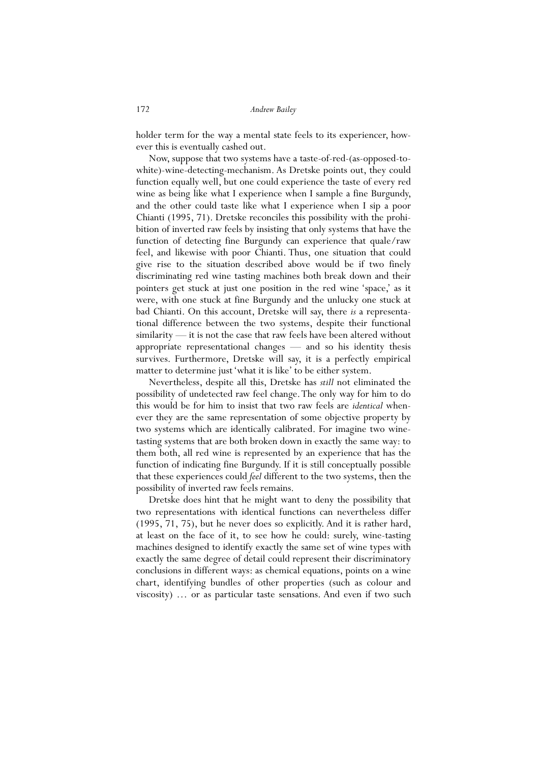holder term for the way a mental state feels to its experiencer, however this is eventually cashed out.

Now, suppose that two systems have a taste-of-red-(as-opposed-to-white)-wine-detecting-mechanism. As Dretske points out, they could function equally well, but one could experience the taste of every red wine as being like what I experience when I sample a fine Burgundy, and the other could taste like what I experience when I sip a poor Chianti (1995, 71). Dretske reconciles this possibility with the prohibition of inverted raw feels by insisting that only systems that have the function of detecting fine Burgundy can experience that quale/raw feel, and likewise with poor Chianti. Thus, one situation that could give rise to the situation described above would be if two finely discriminating red wine tasting machines both break down and their pointers get stuck at just one position in the red wine 'space,' as it were, with one stuck at fine Burgundy and the unlucky one stuck at bad Chianti. On this account, Dretske will say, there *is* a representational difference between the two systems, despite their functional similarity — it is not the case that raw feels have been altered without appropriate representational changes — and so his identity thesis survives. Furthermore, Dretske will say, it is a perfectly empirical matter to determine just 'what it is like' to be either system.

Nevertheless, despite all this, Dretske has *still* not eliminated the possibility of undetected raw feel change. The only way for him to do this would be for him to insist that two raw feels are *identical* whenever they are the same representation of some objective property by two systems which are identically calibrated. For imagine two wine-tasting systems that are both broken down in exactly the same way: to them both, all red wine is represented by an experience that has the function of indicating fine Burgundy. If it is still conceptually possible that these experiences could *feel* different to the two systems, then the possibility of inverted raw feels remains.

Dretske does hint that he might want to deny the possibility that two representations with identical functions can nevertheless differ (1995, 71, 75), but he never does so explicitly. And it is rather hard, at least on the face of it, to see how he could: surely, wine-tasting machines designed to identify exactly the same set of wine types with exactly the same degree of detail could represent their discriminatory conclusions in different ways: as chemical equations, points on a wine chart, identifying bundles of other properties (such as colour and viscosity) … or as particular taste sensations. And even if two such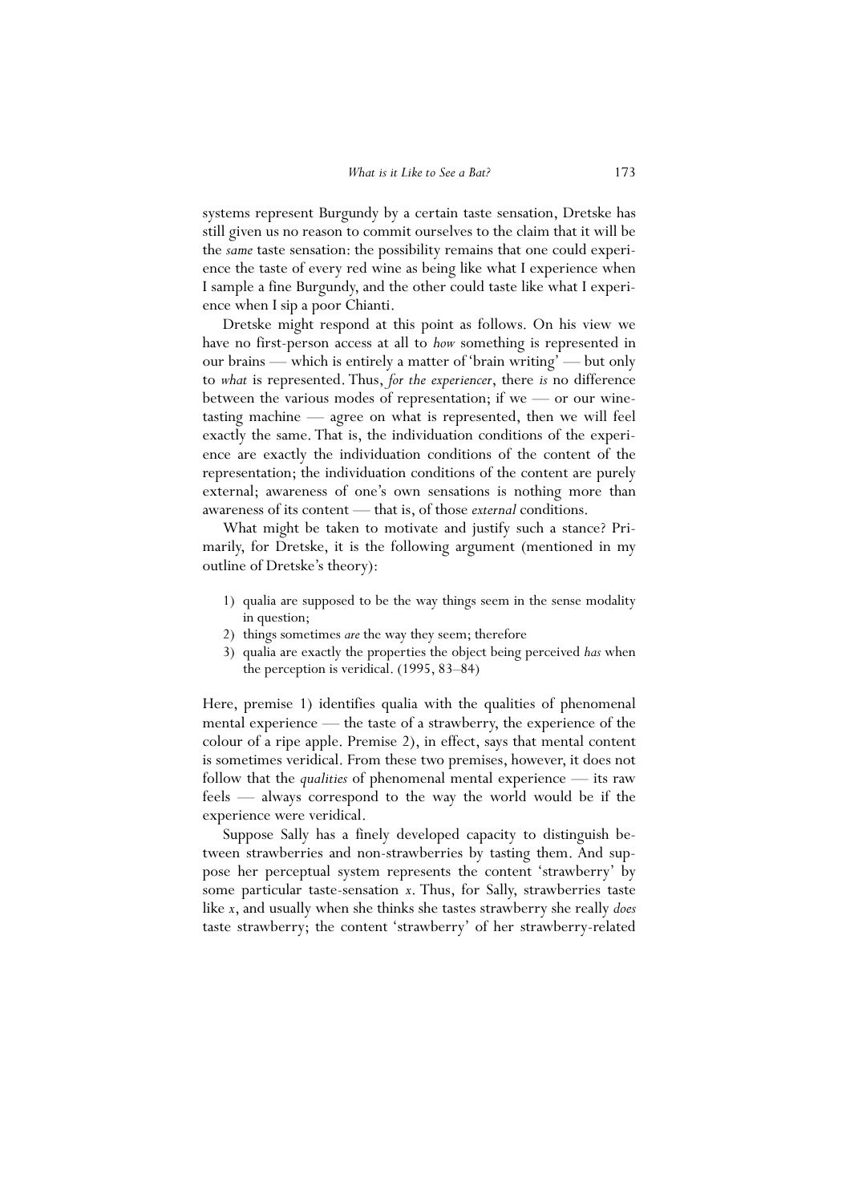systems represent Burgundy by a certain taste sensation, Dretske has still given us no reason to commit ourselves to the claim that it will be the *same* taste sensation: the possibility remains that one could experience the taste of every red wine as being like what I experience when I sample a fine Burgundy, and the other could taste like what I experience when I sip a poor Chianti.

Dretske might respond at this point as follows. On his view we have no first-person access at all to *how* something is represented in our brains — which is entirely a matter of 'brain writing' — but only to *what* is represented. Thus, *for the experiencer*, there *is* no difference between the various modes of representation; if we — or our wine-tasting machine — agree on what is represented, then we will feel exactly the same. That is, the individuation conditions of the experience are exactly the individuation conditions of the content of the representation; the individuation conditions of the content are purely external; awareness of one's own sensations is nothing more than awareness of its content — that is, of those *external* conditions.

What might be taken to motivate and justify such a stance? Primarily, for Dretske, it is the following argument (mentioned in my outline of Dretske's theory):

1) qualia are supposed to be the way things seem in the sense modality in question;
2) things sometimes *are* the way they seem; therefore
3) qualia are exactly the properties the object being perceived *has* when the perception is veridical. (1995, 83–84)

Here, premise 1) identifies qualia with the qualities of phenomenal mental experience — the taste of a strawberry, the experience of the colour of a ripe apple. Premise 2), in effect, says that mental content is sometimes veridical. From these two premises, however, it does not follow that the *qualities* of phenomenal mental experience — its raw feels — always correspond to the way the world would be if the experience were veridical.

Suppose Sally has a finely developed capacity to distinguish between strawberries and non-strawberries by tasting them. And suppose her perceptual system represents the content 'strawberry' by some particular taste-sensation *x*. Thus, for Sally, strawberries taste like *x*, and usually when she thinks she tastes strawberry she really *does* taste strawberry; the content 'strawberry' of her strawberry-related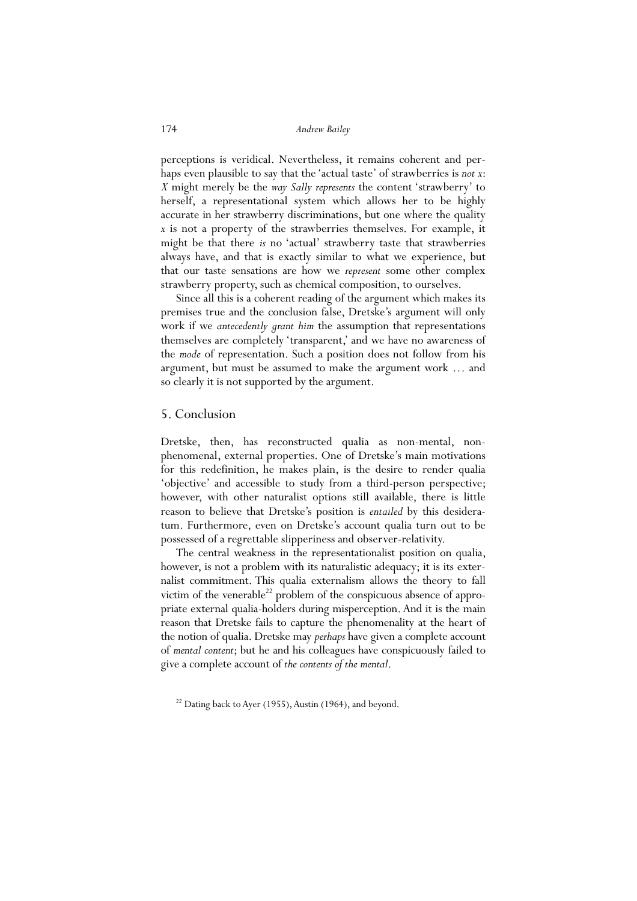perceptions is veridical. Nevertheless, it remains coherent and perhaps even plausible to say that the 'actual taste' of strawberries is *not x*: *X* might merely be the *way Sally represents* the content 'strawberry' to herself, a representational system which allows her to be highly accurate in her strawberry discriminations, but one where the quality *x* is not a property of the strawberries themselves. For example, it might be that there *is* no 'actual' strawberry taste that strawberries always have, and that is exactly similar to what we experience, but that our taste sensations are how we *represent* some other complex strawberry property, such as chemical composition, to ourselves.

Since all this is a coherent reading of the argument which makes its premises true and the conclusion false, Dretske's argument will only work if we *antecedently grant him* the assumption that representations themselves are completely 'transparent,' and we have no awareness of the *mode* of representation. Such a position does not follow from his argument, but must be assumed to make the argument work … and so clearly it is not supported by the argument.

## 5. Conclusion

Dretske, then, has reconstructed qualia as non-mental, non-phenomenal, external properties. One of Dretske's main motivations for this redefinition, he makes plain, is the desire to render qualia 'objective' and accessible to study from a third-person perspective; however, with other naturalist options still available, there is little reason to believe that Dretske's position is *entailed* by this desideratum. Furthermore, even on Dretske's account qualia turn out to be possessed of a regrettable slipperiness and observer-relativity.

The central weakness in the representationalist position on qualia, however, is not a problem with its naturalistic adequacy; it is its externalist commitment. This qualia externalism allows the theory to fall victim of the venerable[22] problem of the conspicuous absence of appropriate external qualia-holders during misperception. And it is the main reason that Dretske fails to capture the phenomenality at the heart of the notion of qualia. Dretske may *perhaps* have given a complete account of *mental content*; but he and his colleagues have conspicuously failed to give a complete account of *the contents of the mental*.

[22] Dating back to Ayer (1955), Austin (1964), and beyond.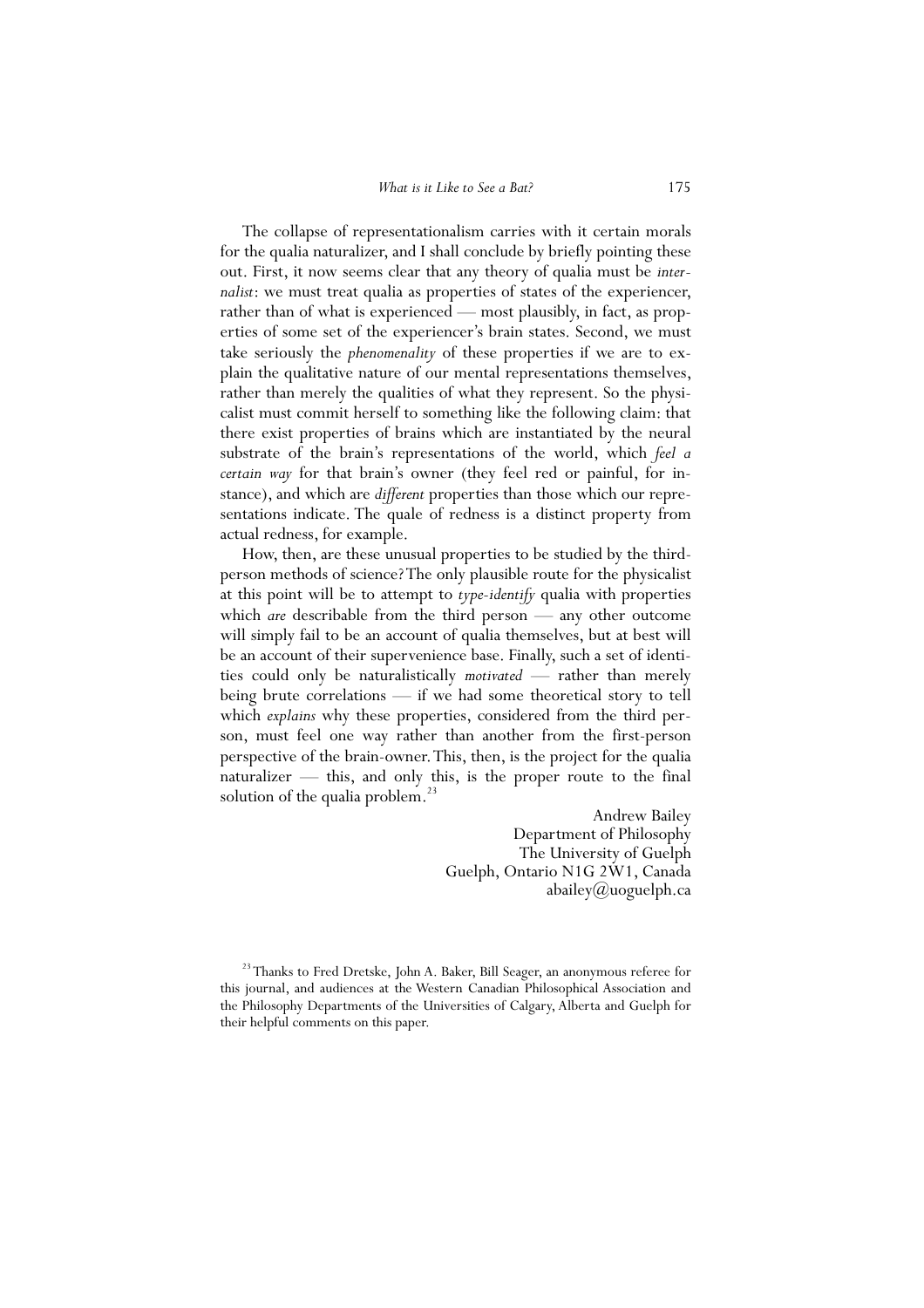The collapse of representationalism carries with it certain morals for the qualia naturalizer, and I shall conclude by briefly pointing these out. First, it now seems clear that any theory of qualia must be *internalist*: we must treat qualia as properties of states of the experiencer, rather than of what is experienced — most plausibly, in fact, as properties of some set of the experiencer's brain states. Second, we must take seriously the *phenomenality* of these properties if we are to explain the qualitative nature of our mental representations themselves, rather than merely the qualities of what they represent. So the physicalist must commit herself to something like the following claim: that there exist properties of brains which are instantiated by the neural substrate of the brain's representations of the world, which *feel a certain way* for that brain's owner (they feel red or painful, for instance), and which are *different* properties than those which our representations indicate. The quale of redness is a distinct property from actual redness, for example.

How, then, are these unusual properties to be studied by the third-person methods of science? The only plausible route for the physicalist at this point will be to attempt to *type-identify* qualia with properties which *are* describable from the third person — any other outcome will simply fail to be an account of qualia themselves, but at best will be an account of their supervenience base. Finally, such a set of identities could only be naturalistically *motivated* — rather than merely being brute correlations — if we had some theoretical story to tell which *explains* why these properties, considered from the third person, must feel one way rather than another from the first-person perspective of the brain-owner. This, then, is the project for the qualia naturalizer — this, and only this, is the proper route to the final solution of the qualia problem.[23]

Andrew Bailey
Department of Philosophy
The University of Guelph
Guelph, Ontario N1G 2W1, Canada
abailey@uoguelph.ca

[23] Thanks to Fred Dretske, John A. Baker, Bill Seager, an anonymous referee for this journal, and audiences at the Western Canadian Philosophical Association and the Philosophy Departments of the Universities of Calgary, Alberta and Guelph for their helpful comments on this paper.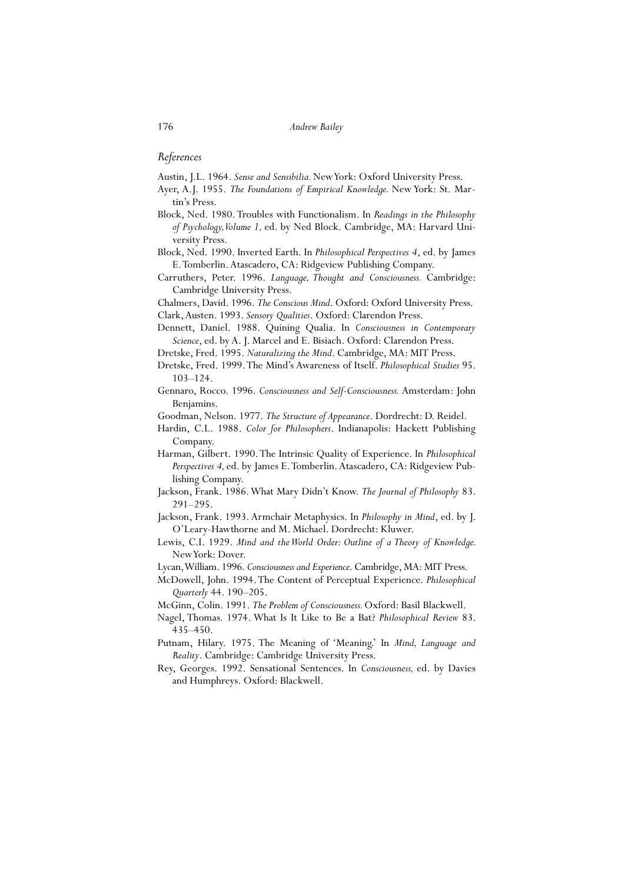## *References*

Austin, J.L. 1964. *Sense and Sensibilia.* New York: Oxford University Press.

Ayer, A.J. 1955. *The Foundations of Empirical Knowledge.* New York: St. Martin's Press.

Block, Ned. 1980. Troubles with Functionalism. In *Readings in the Philosophy of Psychology, Volume 1,* ed. by Ned Block. Cambridge, MA: Harvard University Press.

Block, Ned. 1990. Inverted Earth. In *Philosophical Perspectives 4*, ed. by James E. Tomberlin. Atascadero, CA: Ridgeview Publishing Company.

Carruthers, Peter. 1996. *Language, Thought and Consciousness.* Cambridge: Cambridge University Press.

Chalmers, David. 1996. *The Conscious Mind*. Oxford: Oxford University Press.

Clark, Austen. 1993. *Sensory Qualities*. Oxford: Clarendon Press.

Dennett, Daniel. 1988. Quining Qualia. In *Consciousness in Contemporary Science*, ed. by A. J. Marcel and E. Bisiach. Oxford: Clarendon Press.

Dretske, Fred. 1995. *Naturalizing the Mind*. Cambridge, MA: MIT Press.

Dretske, Fred. 1999. The Mind's Awareness of Itself. *Philosophical Studies* 95. 103–124.

Gennaro, Rocco. 1996. *Consciousness and Self-Consciousness.* Amsterdam: John Benjamins.

Goodman, Nelson. 1977. *The Structure of Appearance*. Dordrecht: D. Reidel.

Hardin, C.L. 1988. *Color for Philosophers*. Indianapolis: Hackett Publishing Company.

Harman, Gilbert. 1990. The Intrinsic Quality of Experience. In *Philosophical Perspectives 4,* ed. by James E. Tomberlin. Atascadero, CA: Ridgeview Publishing Company.

Jackson, Frank. 1986. What Mary Didn't Know. *The Journal of Philosophy* 83. 291–295.

Jackson, Frank. 1993. Armchair Metaphysics. In *Philosophy in Mind*, ed. by J. O'Leary-Hawthorne and M. Michael. Dordrecht: Kluwer.

Lewis, C.I. 1929. *Mind and the World Order: Outline of a Theory of Knowledge.* New York: Dover.

Lycan, William. 1996. *Consciousness and Experience*. Cambridge, MA: MIT Press.

McDowell, John. 1994. The Content of Perceptual Experience. *Philosophical Quarterly* 44. 190–205.

McGinn, Colin. 1991. *The Problem of Consciousness.* Oxford: Basil Blackwell.

Nagel, Thomas. 1974. What Is It Like to Be a Bat? *Philosophical Review* 83. 435–450.

Putnam, Hilary. 1975. The Meaning of 'Meaning.' In *Mind, Language and Reality*. Cambridge: Cambridge University Press.

Rey, Georges. 1992. Sensational Sentences. In *Consciousness,* ed. by Davies and Humphreys. Oxford: Blackwell.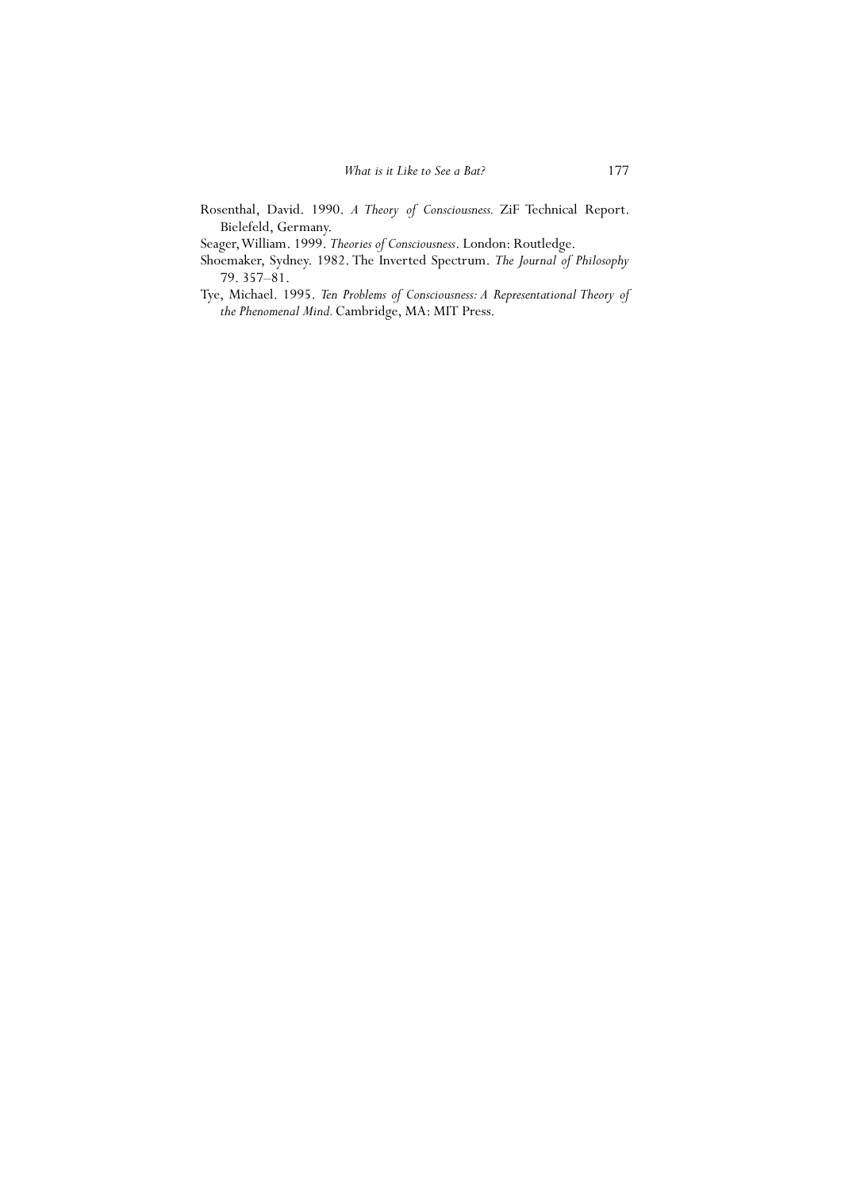Rosenthal, David. 1990. *A Theory of Consciousness.* ZiF Technical Report. Bielefeld, Germany.

Seager, William. 1999. *Theories of Consciousness*. London: Routledge.

Shoemaker, Sydney. 1982. The Inverted Spectrum. *The Journal of Philosophy* 79. 357–81.

Tye, Michael. 1995. *Ten Problems of Consciousness: A Representational Theory of the Phenomenal Mind.* Cambridge, MA: MIT Press.